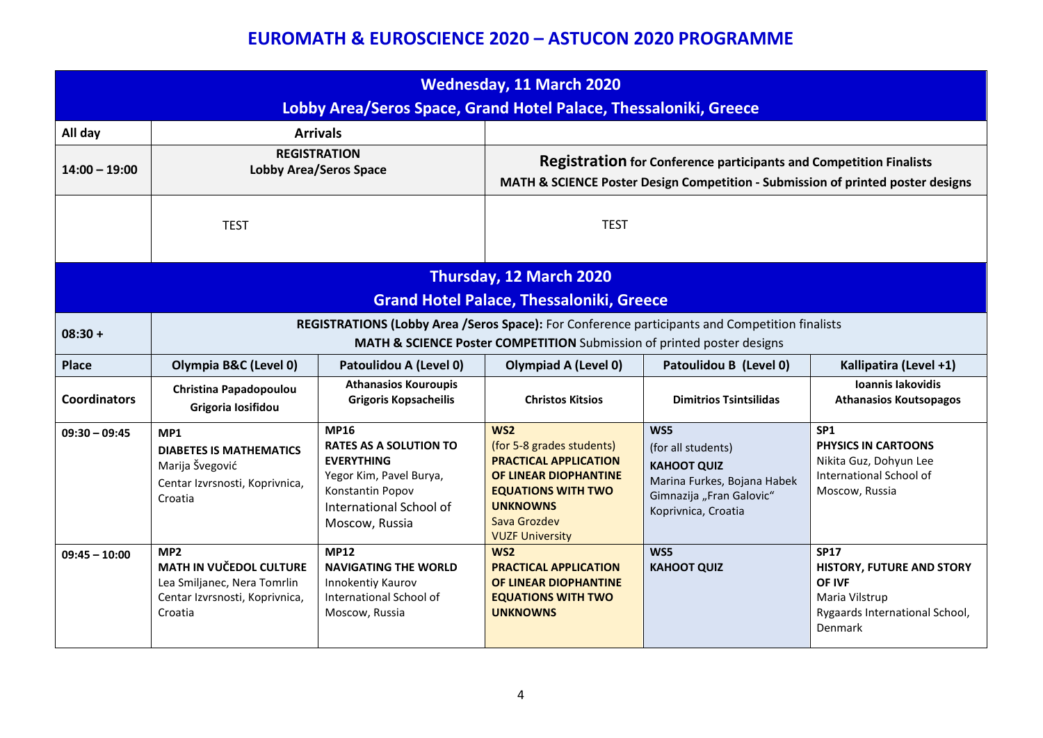# EUROMATH & EUROSCIENCE 2020 – ASTUCON 2020 PROGRAMME

| Wednesday, 11 March 2020<br>Lobby Area/Seros Space, Grand Hotel Palace, Thessaloniki, Greece | | |
|---|---|---|
| **All day** | **Arrivals** | |
| **14:00 – 19:00** | **REGISTRATION**<br>**Lobby Area/Seros Space** | **Registration for Conference participants and Competition Finalists**<br>**MATH & SCIENCE Poster Design Competition - Submission of printed poster designs** |
| | TEST | TEST |

| Thursday, 12 March 2020<br>Grand Hotel Palace, Thessaloniki, Greece | | | | | |
|---|---|---|---|---|---|
| **08:30 +** | **REGISTRATIONS (Lobby Area /Seros Space):** For Conference participants and Competition finalists<br>**MATH & SCIENCE Poster COMPETITION** Submission of printed poster designs | | | | |
| **Place** | **Olympia B&C (Level 0)** | **Patoulidou A (Level 0)** | **Olympiad A (Level 0)** | **Patoulidou B (Level 0)** | **Kallipatira (Level +1)** |
| **Coordinators** | **Christina Papadopoulou**<br>**Grigoria Iosifidou** | **Athanasios Kouroupis**<br>**Grigoris Kopsacheilis** | **Christos Kitsios** | **Dimitrios Tsintsilidas** | **Ioannis Iakovidis**<br>**Athanasios Koutsopagos** |
| **09:30 – 09:45** | **MP1**<br>**DIABETES IS MATHEMATICS**<br>Marija Švegović<br>Centar Izvrsnosti, Koprivnica, Croatia | **MP16**<br>**RATES AS A SOLUTION TO EVERYTHING**<br>Yegor Kim, Pavel Burya, Konstantin Popov<br>International School of Moscow, Russia | **WS2**<br>(for 5-8 grades students)<br>**PRACTICAL APPLICATION OF LINEAR DIOPHANTINE EQUATIONS WITH TWO UNKNOWNS**<br>Sava Grozdev<br>VUZF University | **WS5**<br>(for all students)<br>**KAHOOT QUIZ**<br>Marina Furkes, Bojana Habek<br>Gimnazija „Fran Galovic"<br>Koprivnica, Croatia | **SP1**<br>**PHYSICS IN CARTOONS**<br>Nikita Guz, Dohyun Lee<br>International School of Moscow, Russia |
| **09:45 – 10:00** | **MP2**<br>**MATH IN VUČEDOL CULTURE**<br>Lea Smiljanec, Nera Tomrlin<br>Centar Izvrsnosti, Koprivnica, Croatia | **MP12**<br>**NAVIGATING THE WORLD**<br>Innokentiy Kaurov<br>International School of Moscow, Russia | **WS2**<br>**PRACTICAL APPLICATION OF LINEAR DIOPHANTINE EQUATIONS WITH TWO UNKNOWNS** | **WS5**<br>**KAHOOT QUIZ** | **SP17**<br>**HISTORY, FUTURE AND STORY OF IVF**<br>Maria Vilstrup<br>Rygaards International School, Denmark |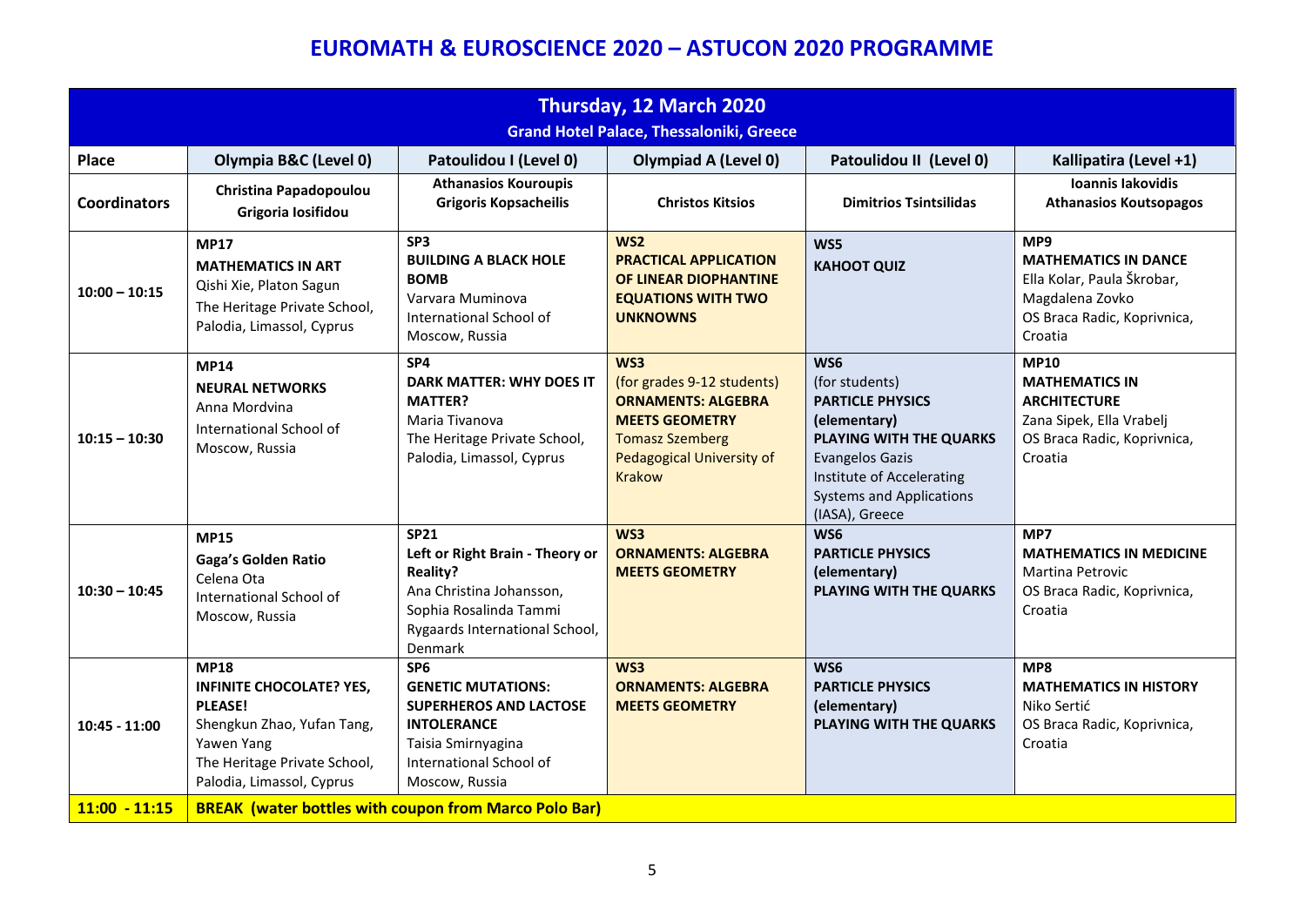# EUROMATH & EUROSCIENCE 2020 – ASTUCON 2020 PROGRAMME

| Thursday, 12 March 2020<br>Grand Hotel Palace, Thessaloniki, Greece | | | | | |
|---|---|---|---|---|---|
| **Place** | **Olympia B&C (Level 0)** | **Patoulidou I (Level 0)** | **Olympiad A (Level 0)** | **Patoulidou II (Level 0)** | **Kallipatira (Level +1)** |
| **Coordinators** | **Christina Papadopoulou**<br>**Grigoria Iosifidou** | **Athanasios Kouroupis**<br>**Grigoris Kopsacheilis** | **Christos Kitsios** | **Dimitrios Tsintsilidas** | **Ioannis Iakovidis**<br>**Athanasios Koutsopagos** |
| **10:00 – 10:15** | **MP17**<br>**MATHEMATICS IN ART**<br>Qishi Xie, Platon Sagun<br>The Heritage Private School, Palodia, Limassol, Cyprus | **SP3**<br>**BUILDING A BLACK HOLE BOMB**<br>Varvara Muminova<br>International School of Moscow, Russia | **WS2**<br>**PRACTICAL APPLICATION OF LINEAR DIOPHANTINE EQUATIONS WITH TWO UNKNOWNS** | **WS5**<br>**KAHOOT QUIZ** | **MP9**<br>**MATHEMATICS IN DANCE**<br>Ella Kolar, Paula Škrobar, Magdalena Zovko<br>OS Braca Radic, Koprivnica, Croatia |
| **10:15 – 10:30** | **MP14**<br>**NEURAL NETWORKS**<br>Anna Mordvina<br>International School of Moscow, Russia | **SP4**<br>**DARK MATTER: WHY DOES IT MATTER?**<br>Maria Tivanova<br>The Heritage Private School, Palodia, Limassol, Cyprus | **WS3**<br>(for grades 9-12 students)<br>**ORNAMENTS: ALGEBRA MEETS GEOMETRY**<br>Tomasz Szemberg<br>Pedagogical University of Krakow | **WS6**<br>(for students)<br>**PARTICLE PHYSICS (elementary)**<br>**PLAYING WITH THE QUARKS**<br>Evangelos Gazis<br>Institute of Accelerating Systems and Applications (IASA), Greece | **MP10**<br>**MATHEMATICS IN ARCHITECTURE**<br>Zana Sipek, Ella Vrabelj<br>OS Braca Radic, Koprivnica, Croatia |
| **10:30 – 10:45** | **MP15**<br>**Gaga's Golden Ratio**<br>Celena Ota<br>International School of Moscow, Russia | **SP21**<br>**Left or Right Brain - Theory or Reality?**<br>Ana Christina Johansson, Sophia Rosalinda Tammi<br>Rygaards International School, Denmark | **WS3**<br>**ORNAMENTS: ALGEBRA MEETS GEOMETRY** | **WS6**<br>**PARTICLE PHYSICS (elementary)**<br>**PLAYING WITH THE QUARKS** | **MP7**<br>**MATHEMATICS IN MEDICINE**<br>Martina Petrovic<br>OS Braca Radic, Koprivnica, Croatia |
| **10:45 - 11:00** | **MP18**<br>**INFINITE CHOCOLATE? YES, PLEASE!**<br>Shengkun Zhao, Yufan Tang, Yawen Yang<br>The Heritage Private School, Palodia, Limassol, Cyprus | **SP6**<br>**GENETIC MUTATIONS: SUPERHEROS AND LACTOSE INTOLERANCE**<br>Taisia Smirnyagina<br>International School of Moscow, Russia | **WS3**<br>**ORNAMENTS: ALGEBRA MEETS GEOMETRY** | **WS6**<br>**PARTICLE PHYSICS (elementary)**<br>**PLAYING WITH THE QUARKS** | **MP8**<br>**MATHEMATICS IN HISTORY**<br>Niko Sertić<br>OS Braca Radic, Koprivnica, Croatia |
| **11:00 - 11:15** | **BREAK (water bottles with coupon from Marco Polo Bar)** | | | | |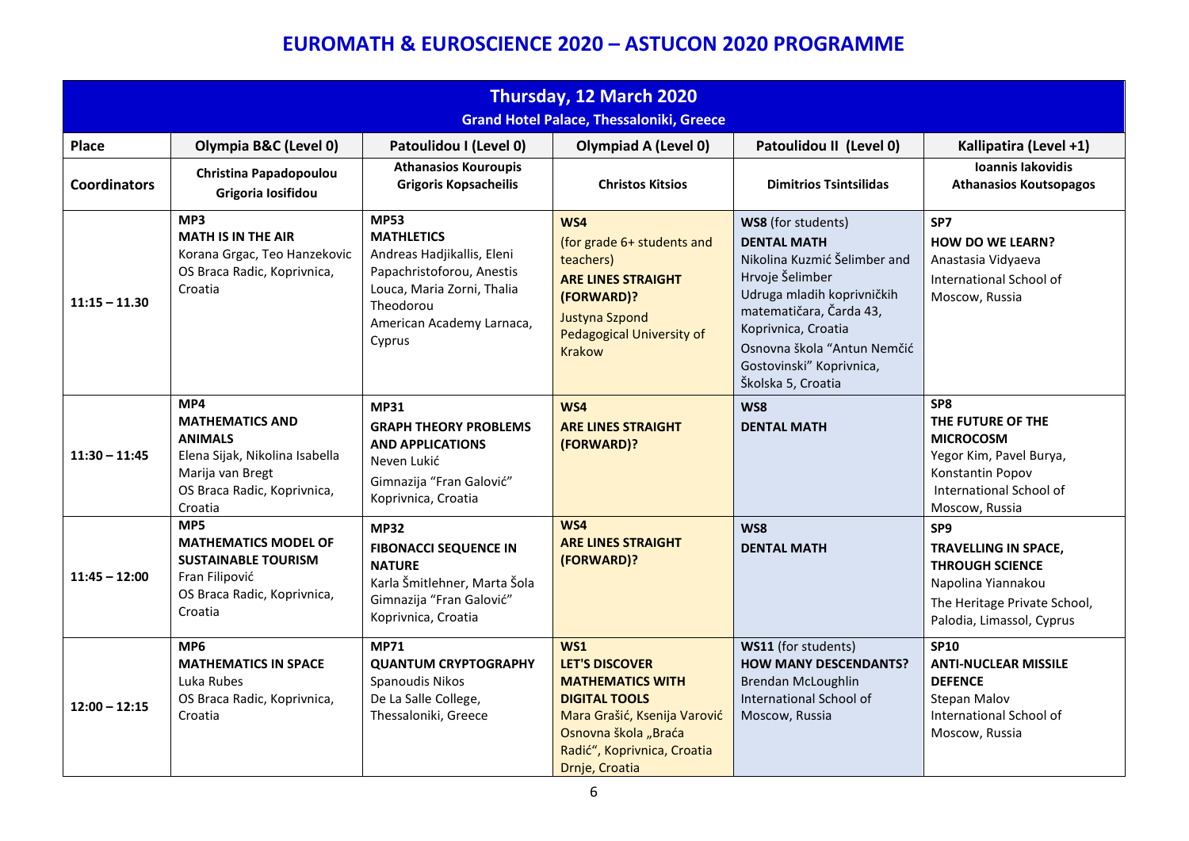# EUROMATH & EUROSCIENCE 2020 – ASTUCON 2020 PROGRAMME

## Thursday, 12 March 2020

**Grand Hotel Palace, Thessaloniki, Greece**

| Place | Olympia B&C (Level 0) | Patoulidou I (Level 0) | Olympiad A (Level 0) | Patoulidou II (Level 0) | Kallipatira (Level +1) |
|---|---|---|---|---|---|
| **Coordinators** | **Christina Papadopoulou**<br>**Grigoria Iosifidou** | **Athanasios Kouroupis**<br>**Grigoris Kopsacheilis** | **Christos Kitsios** | **Dimitrios Tsintsilidas** | **Ioannis Iakovidis**<br>**Athanasios Koutsopagos** |
| **11:15 – 11.30** | **MP3**<br>**MATH IS IN THE AIR**<br>Korana Grgac, Teo Hanzekovic<br>OS Braca Radic, Koprivnica, Croatia | **MP53**<br>**MATHLETICS**<br>Andreas Hadjikallis, Eleni Papachristoforou, Anestis Louca, Maria Zorni, Thalia Theodorou<br>American Academy Larnaca, Cyprus | **WS4**<br>(for grade 6+ students and teachers)<br>**ARE LINES STRAIGHT (FORWARD)?**<br>Justyna Szpond<br>Pedagogical University of Krakow | **WS8** (for students)<br>**DENTAL MATH**<br>Nikolina Kuzmić Šelimber and Hrvoje Šelimber<br>Udruga mladih koprivničkih matematičara, Čarda 43, Koprivnica, Croatia<br>Osnovna škola "Antun Nemčić Gostovinski" Koprivnica, Školska 5, Croatia | **SP7**<br>**HOW DO WE LEARN?**<br>Anastasia Vidyaeva<br>International School of Moscow, Russia |
| **11:30 – 11:45** | **MP4**<br>**MATHEMATICS AND ANIMALS**<br>Elena Sijak, Nikolina Isabella Marija van Bregt<br>OS Braca Radic, Koprivnica, Croatia | **MP31**<br>**GRAPH THEORY PROBLEMS AND APPLICATIONS**<br>Neven Lukić<br>Gimnazija "Fran Galović" Koprivnica, Croatia | **WS4**<br>**ARE LINES STRAIGHT (FORWARD)?** | **WS8**<br>**DENTAL MATH** | **SP8**<br>**THE FUTURE OF THE MICROCOSM**<br>Yegor Kim, Pavel Burya, Konstantin Popov<br>International School of Moscow, Russia |
| **11:45 – 12:00** | **MP5**<br>**MATHEMATICS MODEL OF SUSTAINABLE TOURISM**<br>Fran Filipović<br>OS Braca Radic, Koprivnica, Croatia | **MP32**<br>**FIBONACCI SEQUENCE IN NATURE**<br>Karla Šmitlehner, Marta Šola<br>Gimnazija "Fran Galović" Koprivnica, Croatia | **WS4**<br>**ARE LINES STRAIGHT (FORWARD)?** | **WS8**<br>**DENTAL MATH** | **SP9**<br>**TRAVELLING IN SPACE, THROUGH SCIENCE**<br>Napolina Yiannakou<br>The Heritage Private School, Palodia, Limassol, Cyprus |
| **12:00 – 12:15** | **MP6**<br>**MATHEMATICS IN SPACE**<br>Luka Rubes<br>OS Braca Radic, Koprivnica, Croatia | **MP71**<br>**QUANTUM CRYPTOGRAPHY**<br>Spanoudis Nikos<br>De La Salle College, Thessaloniki, Greece | **WS1**<br>**LET'S DISCOVER MATHEMATICS WITH DIGITAL TOOLS**<br>Mara Grašić, Ksenija Varović<br>Osnovna škola „Braća Radić", Koprivnica, Croatia<br>Drnje, Croatia | **WS11** (for students)<br>**HOW MANY DESCENDANTS?**<br>Brendan McLoughlin<br>International School of Moscow, Russia | **SP10**<br>**ANTI-NUCLEAR MISSILE DEFENCE**<br>Stepan Malov<br>International School of Moscow, Russia |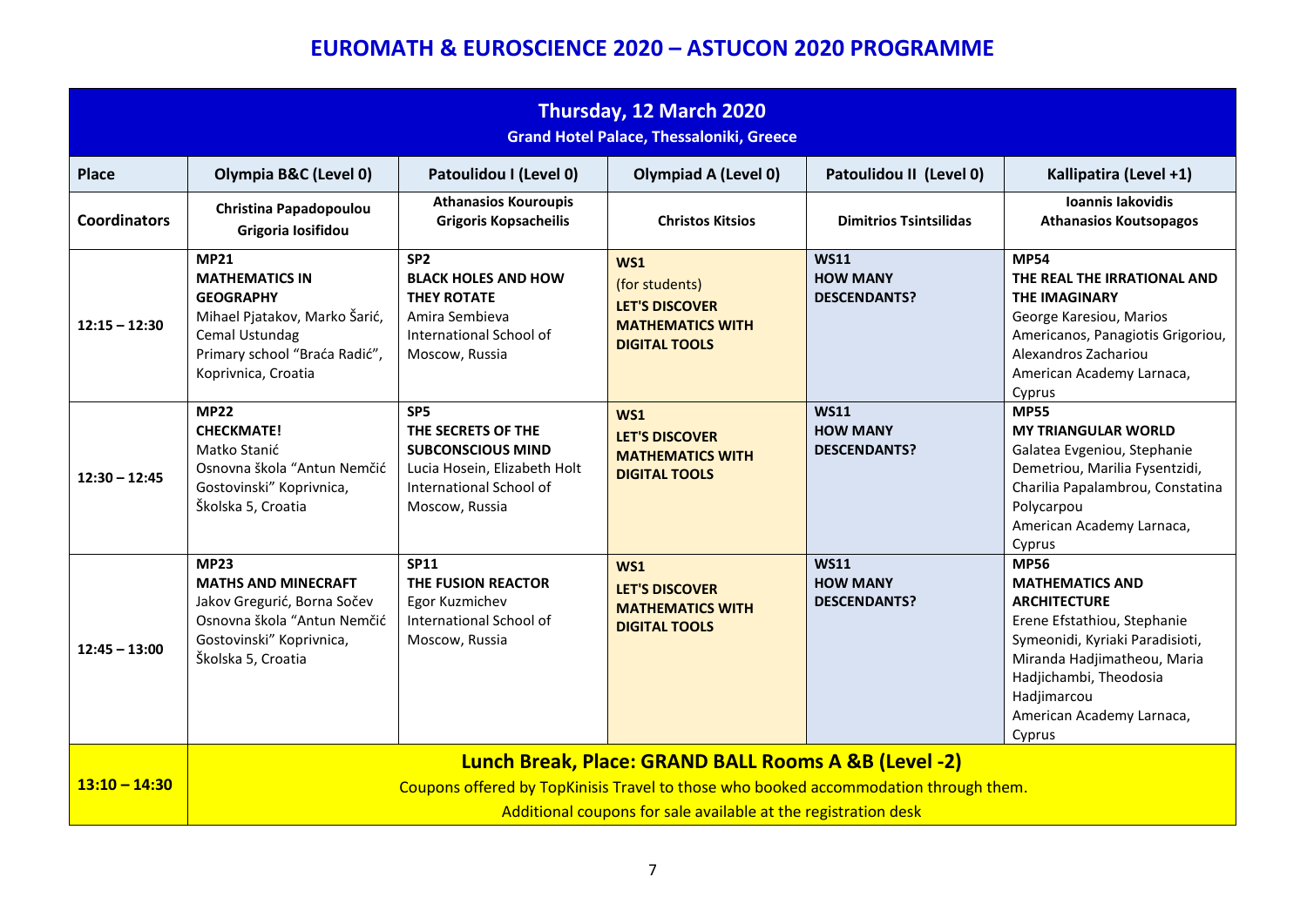# EUROMATH & EUROSCIENCE 2020 – ASTUCON 2020 PROGRAMME

| Thursday, 12 March 2020<br>Grand Hotel Palace, Thessaloniki, Greece | | | | | |
|---|---|---|---|---|---|
| **Place** | **Olympia B&C (Level 0)** | **Patoulidou I (Level 0)** | **Olympiad A (Level 0)** | **Patoulidou II (Level 0)** | **Kallipatira (Level +1)** |
| **Coordinators** | **Christina Papadopoulou**<br>**Grigoria Iosifidou** | **Athanasios Kouroupis**<br>**Grigoris Kopsacheilis** | **Christos Kitsios** | **Dimitrios Tsintsilidas** | **Ioannis Iakovidis**<br>**Athanasios Koutsopagos** |
| **12:15 – 12:30** | **MP21**<br>**MATHEMATICS IN GEOGRAPHY**<br>Mihael Pjatakov, Marko Šarić, Cemal Ustundag<br>Primary school "Braća Radić", Koprivnica, Croatia | **SP2**<br>**BLACK HOLES AND HOW THEY ROTATE**<br>Amira Sembieva<br>International School of Moscow, Russia | **WS1**<br>(for students)<br>**LET'S DISCOVER MATHEMATICS WITH DIGITAL TOOLS** | **WS11**<br>**HOW MANY DESCENDANTS?** | **MP54**<br>**THE REAL THE IRRATIONAL AND THE IMAGINARY**<br>George Karesiou, Marios Americanos, Panagiotis Grigoriou, Alexandros Zachariou<br>American Academy Larnaca, Cyprus |
| **12:30 – 12:45** | **MP22**<br>**CHECKMATE!**<br>Matko Stanić<br>Osnovna škola "Antun Nemčić Gostovinski" Koprivnica, Školska 5, Croatia | **SP5**<br>**THE SECRETS OF THE SUBCONSCIOUS MIND**<br>Lucia Hosein, Elizabeth Holt<br>International School of Moscow, Russia | **WS1**<br>**LET'S DISCOVER MATHEMATICS WITH DIGITAL TOOLS** | **WS11**<br>**HOW MANY DESCENDANTS?** | **MP55**<br>**MY TRIANGULAR WORLD**<br>Galatea Evgeniou, Stephanie Demetriou, Marilia Fysentzidi, Charilia Papalambrou, Constatina Polycarpou<br>American Academy Larnaca, Cyprus |
| **12:45 – 13:00** | **MP23**<br>**MATHS AND MINECRAFT**<br>Jakov Gregurić, Borna Sočev<br>Osnovna škola "Antun Nemčić Gostovinski" Koprivnica, Školska 5, Croatia | **SP11**<br>**THE FUSION REACTOR**<br>Egor Kuzmichev<br>International School of Moscow, Russia | **WS1**<br>**LET'S DISCOVER MATHEMATICS WITH DIGITAL TOOLS** | **WS11**<br>**HOW MANY DESCENDANTS?** | **MP56**<br>**MATHEMATICS AND ARCHITECTURE**<br>Erene Efstathiou, Stephanie Symeonidi, Kyriaki Paradisioti, Miranda Hadjimatheou, Maria Hadjichambi, Theodosia Hadjimarcou<br>American Academy Larnaca, Cyprus |
| **13:10 – 14:30** | **Lunch Break, Place: GRAND BALL Rooms A &B (Level -2)**<br>Coupons offered by TopKinisis Travel to those who booked accommodation through them.<br>Additional coupons for sale available at the registration desk | | | | |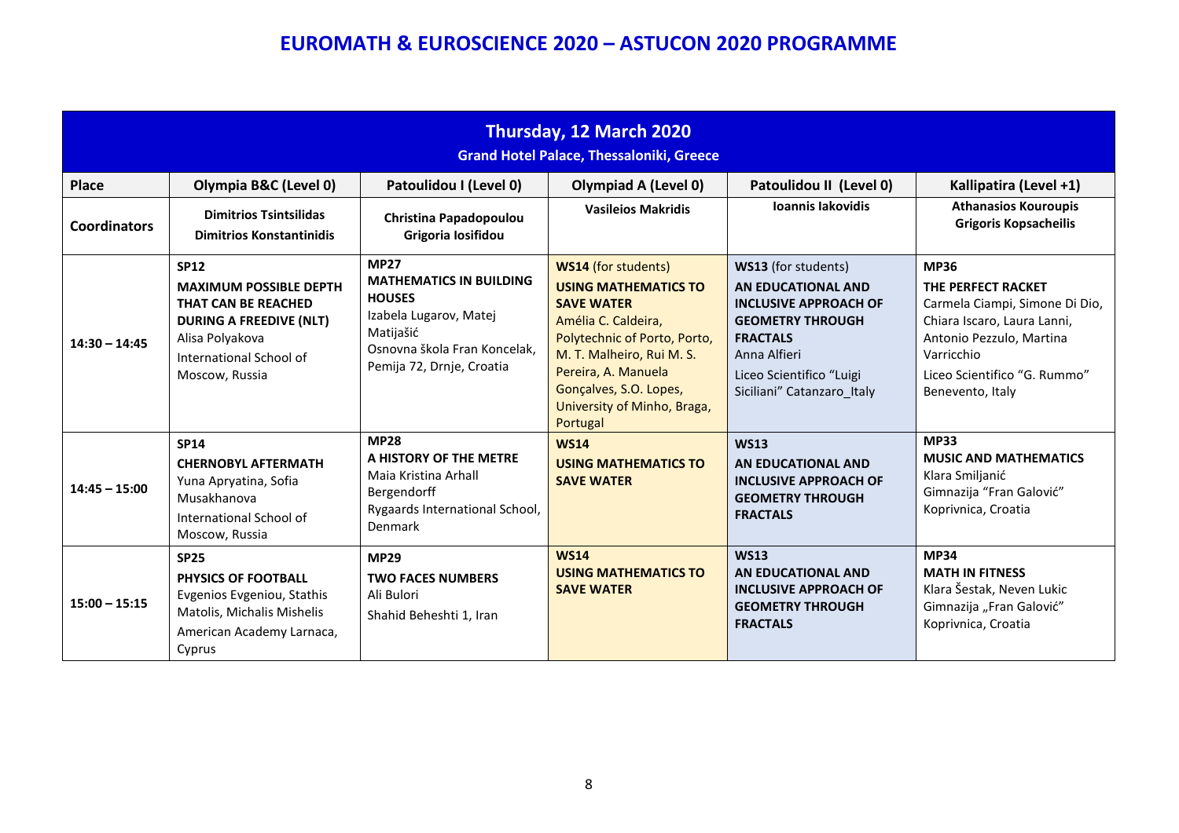# EUROMATH & EUROSCIENCE 2020 – ASTUCON 2020 PROGRAMME

| Thursday, 12 March 2020<br>Grand Hotel Palace, Thessaloniki, Greece | | | | | |
|---|---|---|---|---|---|
| **Place** | **Olympia B&C (Level 0)** | **Patoulidou I (Level 0)** | **Olympiad A (Level 0)** | **Patoulidou II (Level 0)** | **Kallipatira (Level +1)** |
| **Coordinators** | **Dimitrios Tsintsilidas**<br>**Dimitrios Konstantinidis** | **Christina Papadopoulou**<br>**Grigoria Iosifidou** | **Vasileios Makridis** | **Ioannis Iakovidis** | **Athanasios Kouroupis**<br>**Grigoris Kopsacheilis** |
| **14:30 – 14:45** | **SP12**<br>**MAXIMUM POSSIBLE DEPTH THAT CAN BE REACHED DURING A FREEDIVE (NLT)**<br>Alisa Polyakova<br>International School of Moscow, Russia | **MP27**<br>**MATHEMATICS IN BUILDING HOUSES**<br>Izabela Lugarov, Matej Matijašić<br>Osnovna škola Fran Koncelak, Pemija 72, Drnje, Croatia | **WS14** (for students)<br>**USING MATHEMATICS TO SAVE WATER**<br>Amélia C. Caldeira, Polytechnic of Porto, Porto, M. T. Malheiro, Rui M. S. Pereira, A. Manuela Gonçalves, S.O. Lopes, University of Minho, Braga, Portugal | **WS13** (for students)<br>**AN EDUCATIONAL AND INCLUSIVE APPROACH OF GEOMETRY THROUGH FRACTALS**<br>Anna Alfieri<br>Liceo Scientifico "Luigi Siciliani" Catanzaro_Italy | **MP36**<br>**THE PERFECT RACKET**<br>Carmela Ciampi, Simone Di Dio, Chiara Iscaro, Laura Lanni, Antonio Pezzulo, Martina Varricchio<br>Liceo Scientifico "G. Rummo" Benevento, Italy |
| **14:45 – 15:00** | **SP14**<br>**CHERNOBYL AFTERMATH**<br>Yuna Apryatina, Sofia Musakhanova<br>International School of Moscow, Russia | **MP28**<br>**A HISTORY OF THE METRE**<br>Maia Kristina Arhall Bergendorff<br>Rygaards International School, Denmark | **WS14**<br>**USING MATHEMATICS TO SAVE WATER** | **WS13**<br>**AN EDUCATIONAL AND INCLUSIVE APPROACH OF GEOMETRY THROUGH FRACTALS** | **MP33**<br>**MUSIC AND MATHEMATICS**<br>Klara Smiljanić<br>Gimnazija "Fran Galović" Koprivnica, Croatia |
| **15:00 – 15:15** | **SP25**<br>**PHYSICS OF FOOTBALL**<br>Evgenios Evgeniou, Stathis Matolis, Michalis Mishelis<br>American Academy Larnaca, Cyprus | **MP29**<br>**TWO FACES NUMBERS**<br>Ali Bulori<br>Shahid Beheshti 1, Iran | **WS14**<br>**USING MATHEMATICS TO SAVE WATER** | **WS13**<br>**AN EDUCATIONAL AND INCLUSIVE APPROACH OF GEOMETRY THROUGH FRACTALS** | **MP34**<br>**MATH IN FITNESS**<br>Klara Šestak, Neven Lukic<br>Gimnazija „Fran Galović" Koprivnica, Croatia |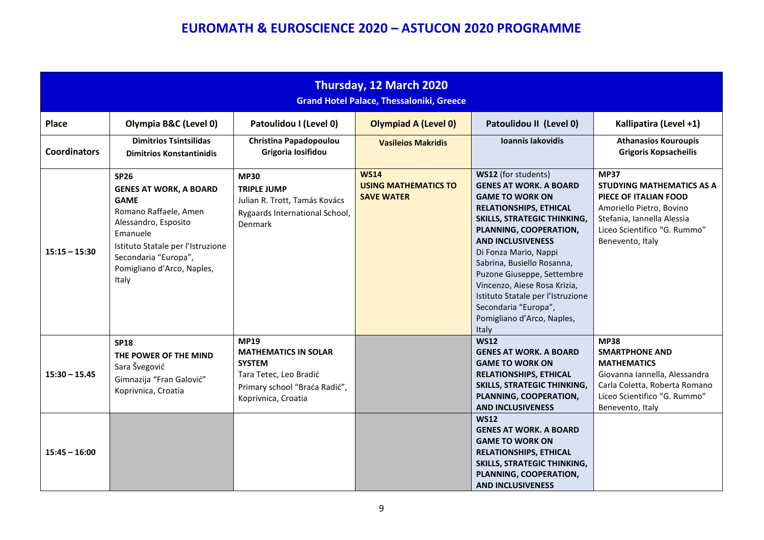# EUROMATH & EUROSCIENCE 2020 – ASTUCON 2020 PROGRAMME

| Thursday, 12 March 2020 — Grand Hotel Palace, Thessaloniki, Greece | | | | | |
|---|---|---|---|---|---|
| **Place** | **Olympia B&C (Level 0)** | **Patoulidou I (Level 0)** | **Olympiad A (Level 0)** | **Patoulidou II (Level 0)** | **Kallipatira (Level +1)** |
| **Coordinators** | **Dimitrios Tsintsilidas**<br>**Dimitrios Konstantinidis** | **Christina Papadopoulou**<br>**Grigoria Iosifidou** | **Vasileios Makridis** | **Ioannis Iakovidis** | **Athanasios Kouroupis**<br>**Grigoris Kopsacheilis** |
| **15:15 – 15:30** | **SP26**<br>**GENES AT WORK, A BOARD GAME**<br>Romano Raffaele, Amen Alessandro, Esposito Emanuele<br>Istituto Statale per l'Istruzione Secondaria "Europa", Pomigliano d'Arco, Naples, Italy | **MP30**<br>**TRIPLE JUMP**<br>Julian R. Trott, Tamás Kovács<br>Rygaards International School, Denmark | **WS14**<br>**USING MATHEMATICS TO SAVE WATER** | **WS12** (for students)<br>**GENES AT WORK. A BOARD GAME TO WORK ON RELATIONSHIPS, ETHICAL SKILLS, STRATEGIC THINKING, PLANNING, COOPERATION, AND INCLUSIVENESS**<br>Di Fonza Mario, Nappi Sabrina, Busiello Rosanna, Puzone Giuseppe, Settembre Vincenzo, Aiese Rosa Krizia, Istituto Statale per l'Istruzione Secondaria "Europa", Pomigliano d'Arco, Naples, Italy | **MP37**<br>**STUDYING MATHEMATICS AS A PIECE OF ITALIAN FOOD**<br>Amoriello Pietro, Bovino Stefania, Iannella Alessia<br>Liceo Scientifico "G. Rummo" Benevento, Italy |
| **15:30 – 15.45** | **SP18**<br>**THE POWER OF THE MIND**<br>Sara Švegović<br>Gimnazija "Fran Galović" Koprivnica, Croatia | **MP19**<br>**MATHEMATICS IN SOLAR SYSTEM**<br>Tara Tetec, Leo Bradić<br>Primary school "Braća Radić", Koprivnica, Croatia | | **WS12**<br>**GENES AT WORK. A BOARD GAME TO WORK ON RELATIONSHIPS, ETHICAL SKILLS, STRATEGIC THINKING, PLANNING, COOPERATION, AND INCLUSIVENESS** | **MP38**<br>**SMARTPHONE AND MATHEMATICS**<br>Giovanna Iannella, Alessandra Carla Coletta, Roberta Romano<br>Liceo Scientifico "G. Rummo" Benevento, Italy |
| **15:45 – 16:00** | | | | **WS12**<br>**GENES AT WORK. A BOARD GAME TO WORK ON RELATIONSHIPS, ETHICAL SKILLS, STRATEGIC THINKING, PLANNING, COOPERATION, AND INCLUSIVENESS** | |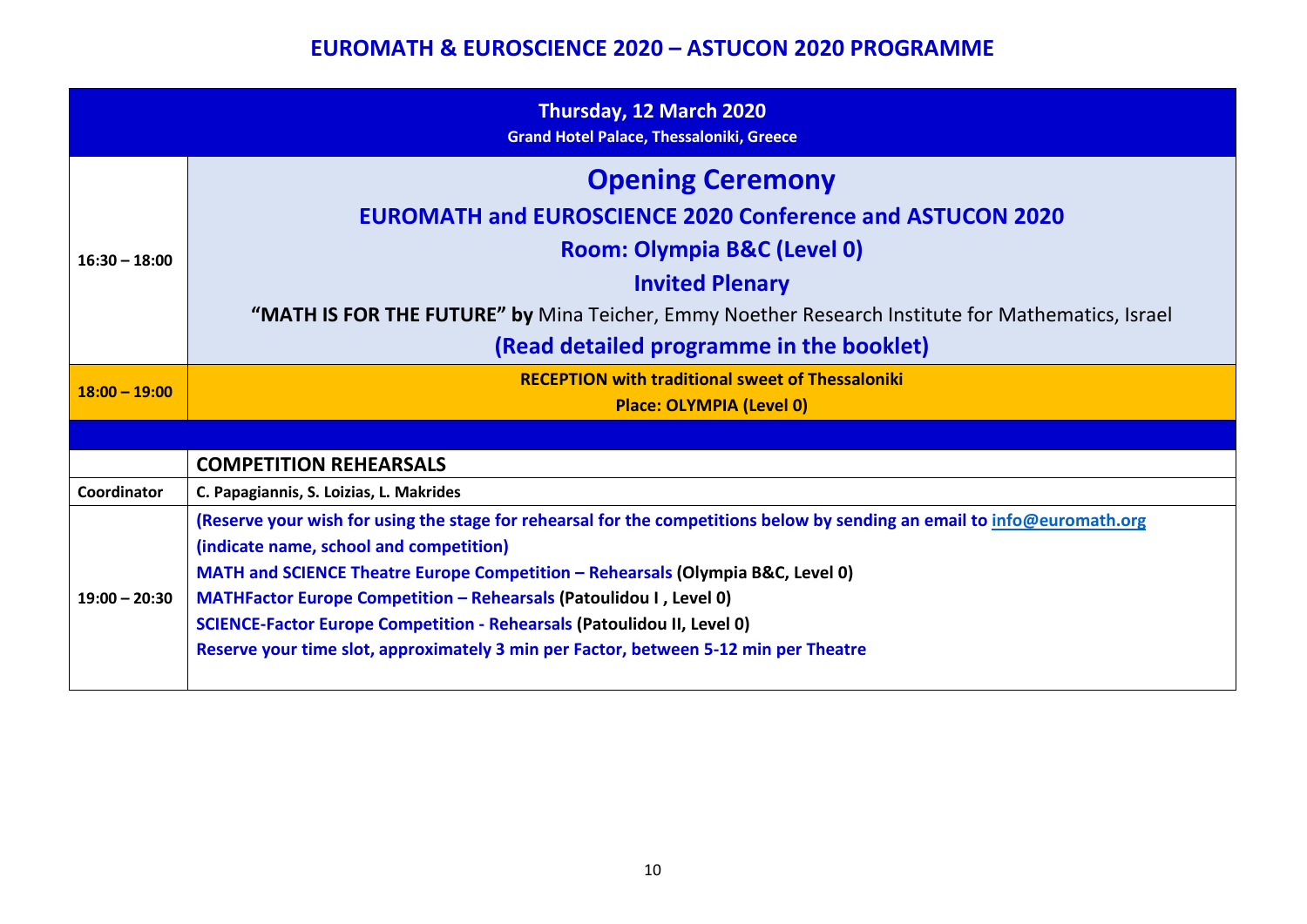# EUROMATH & EUROSCIENCE 2020 – ASTUCON 2020 PROGRAMME

| | |
|---|---|
| | **Thursday, 12 March 2020**<br>**Grand Hotel Palace, Thessaloniki, Greece** |
| **16:30 – 18:00** | **Opening Ceremony**<br>**EUROMATH and EUROSCIENCE 2020 Conference and ASTUCON 2020**<br>**Room: Olympia B&C (Level 0)**<br>**Invited Plenary**<br>**"MATH IS FOR THE FUTURE" by** Mina Teicher, Emmy Noether Research Institute for Mathematics, Israel<br>**(Read detailed programme in the booklet)** |
| **18:00 – 19:00** | **RECEPTION with traditional sweet of Thessaloniki**<br>**Place: OLYMPIA (Level 0)** |
| | |
| | **COMPETITION REHEARSALS** |
| **Coordinator** | **C. Papagiannis, S. Loizias, L. Makrides** |
| **19:00 – 20:30** | **(Reserve your wish for using the stage for rehearsal for the competitions below by sending an email to info@euromath.org (indicate name, school and competition)**<br>**MATH and SCIENCE Theatre Europe Competition – Rehearsals (Olympia B&C, Level 0)**<br>**MATHFactor Europe Competition – Rehearsals (Patoulidou I , Level 0)**<br>**SCIENCE-Factor Europe Competition - Rehearsals (Patoulidou II, Level 0)**<br>**Reserve your time slot, approximately 3 min per Factor, between 5-12 min per Theatre** |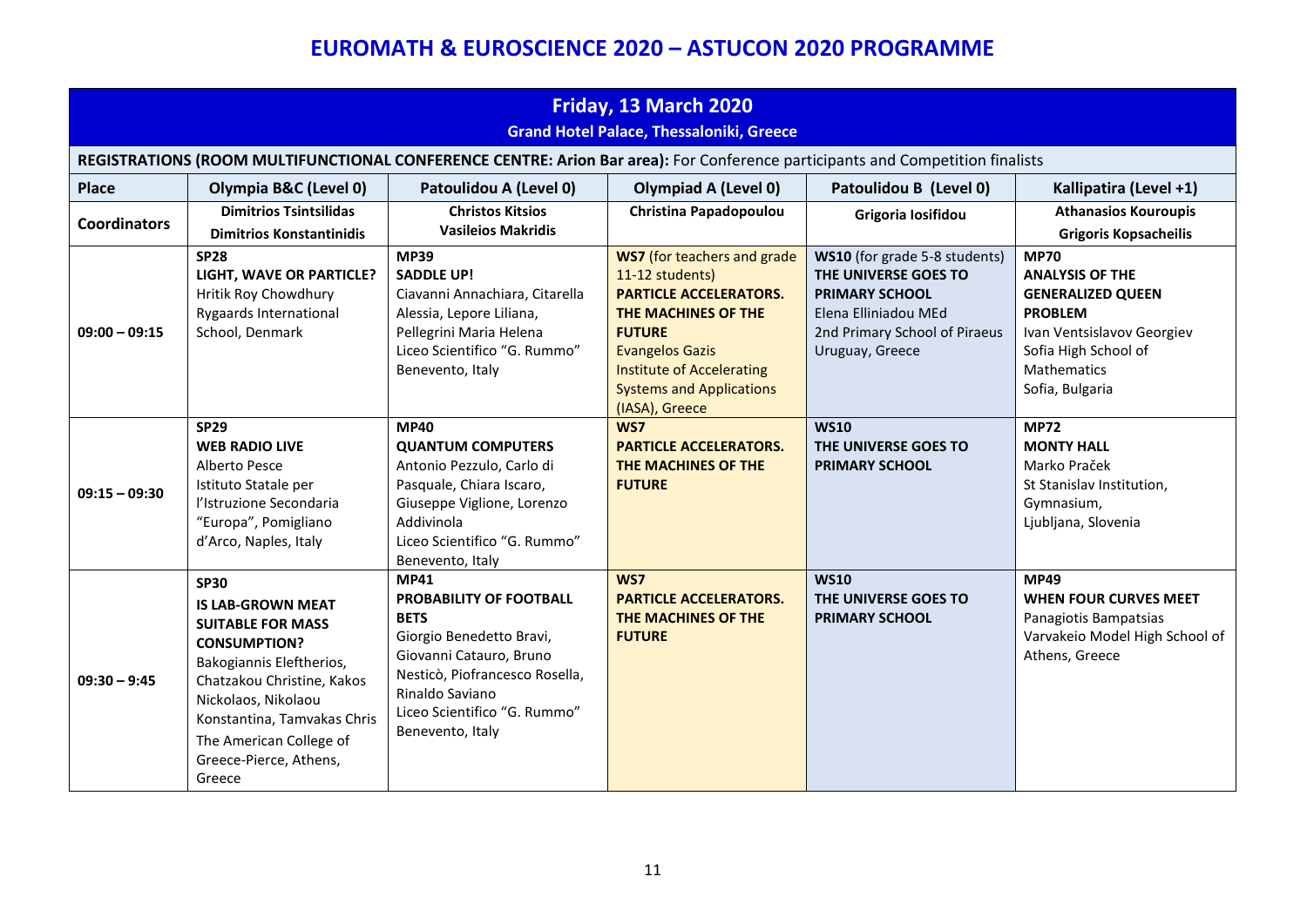# EUROMATH & EUROSCIENCE 2020 – ASTUCON 2020 PROGRAMME

## Friday, 13 March 2020

**Grand Hotel Palace, Thessaloniki, Greece**

**REGISTRATIONS (ROOM MULTIFUNCTIONAL CONFERENCE CENTRE: Arion Bar area):** For Conference participants and Competition finalists

| Place | Olympia B&C (Level 0) | Patoulidou A (Level 0) | Olympiad A (Level 0) | Patoulidou B (Level 0) | Kallipatira (Level +1) |
|---|---|---|---|---|---|
| **Coordinators** | **Dimitrios Tsintsilidas** **Dimitrios Konstantinidis** | **Christos Kitsios** **Vasileios Makridis** | **Christina Papadopoulou** | **Grigoria Iosifidou** | **Athanasios Kouroupis** **Grigoris Kopsacheilis** |
| **09:00 – 09:15** | **SP28** **LIGHT, WAVE OR PARTICLE?** Hritik Roy Chowdhury Rygaards International School, Denmark | **MP39** **SADDLE UP!** Ciavanni Annachiara, Citarella Alessia, Lepore Liliana, Pellegrini Maria Helena Liceo Scientifico "G. Rummo" Benevento, Italy | **WS7** (for teachers and grade 11-12 students) **PARTICLE ACCELERATORS. THE MACHINES OF THE FUTURE** Evangelos Gazis Institute of Accelerating Systems and Applications (IASA), Greece | **WS10** (for grade 5-8 students) **THE UNIVERSE GOES TO PRIMARY SCHOOL** Elena Elliniadou MEd 2nd Primary School of Piraeus Uruguay, Greece | **MP70** **ANALYSIS OF THE GENERALIZED QUEEN PROBLEM** Ivan Ventsislavov Georgiev Sofia High School of Mathematics Sofia, Bulgaria |
| **09:15 – 09:30** | **SP29** **WEB RADIO LIVE** Alberto Pesce Istituto Statale per l'Istruzione Secondaria "Europa", Pomigliano d'Arco, Naples, Italy | **MP40** **QUANTUM COMPUTERS** Antonio Pezzulo, Carlo di Pasquale, Chiara Iscaro, Giuseppe Viglione, Lorenzo Addivinola Liceo Scientifico "G. Rummo" Benevento, Italy | **WS7** **PARTICLE ACCELERATORS. THE MACHINES OF THE FUTURE** | **WS10** **THE UNIVERSE GOES TO PRIMARY SCHOOL** | **MP72** **MONTY HALL** Marko Praček St Stanislav Institution, Gymnasium, Ljubljana, Slovenia |
| **09:30 – 9:45** | **SP30** **IS LAB-GROWN MEAT SUITABLE FOR MASS CONSUMPTION?** Bakogiannis Eleftherios, Chatzakou Christine, Kakos Nickolaos, Nikolaou Konstantina, Tamvakas Chris The American College of Greece-Pierce, Athens, Greece | **MP41** **PROBABILITY OF FOOTBALL BETS** Giorgio Benedetto Bravi, Giovanni Catauro, Bruno Nesticò, Piofrancesco Rosella, Rinaldo Saviano Liceo Scientifico "G. Rummo" Benevento, Italy | **WS7** **PARTICLE ACCELERATORS. THE MACHINES OF THE FUTURE** | **WS10** **THE UNIVERSE GOES TO PRIMARY SCHOOL** | **MP49** **WHEN FOUR CURVES MEET** Panagiotis Bampatsias Varvakeio Model High School of Athens, Greece |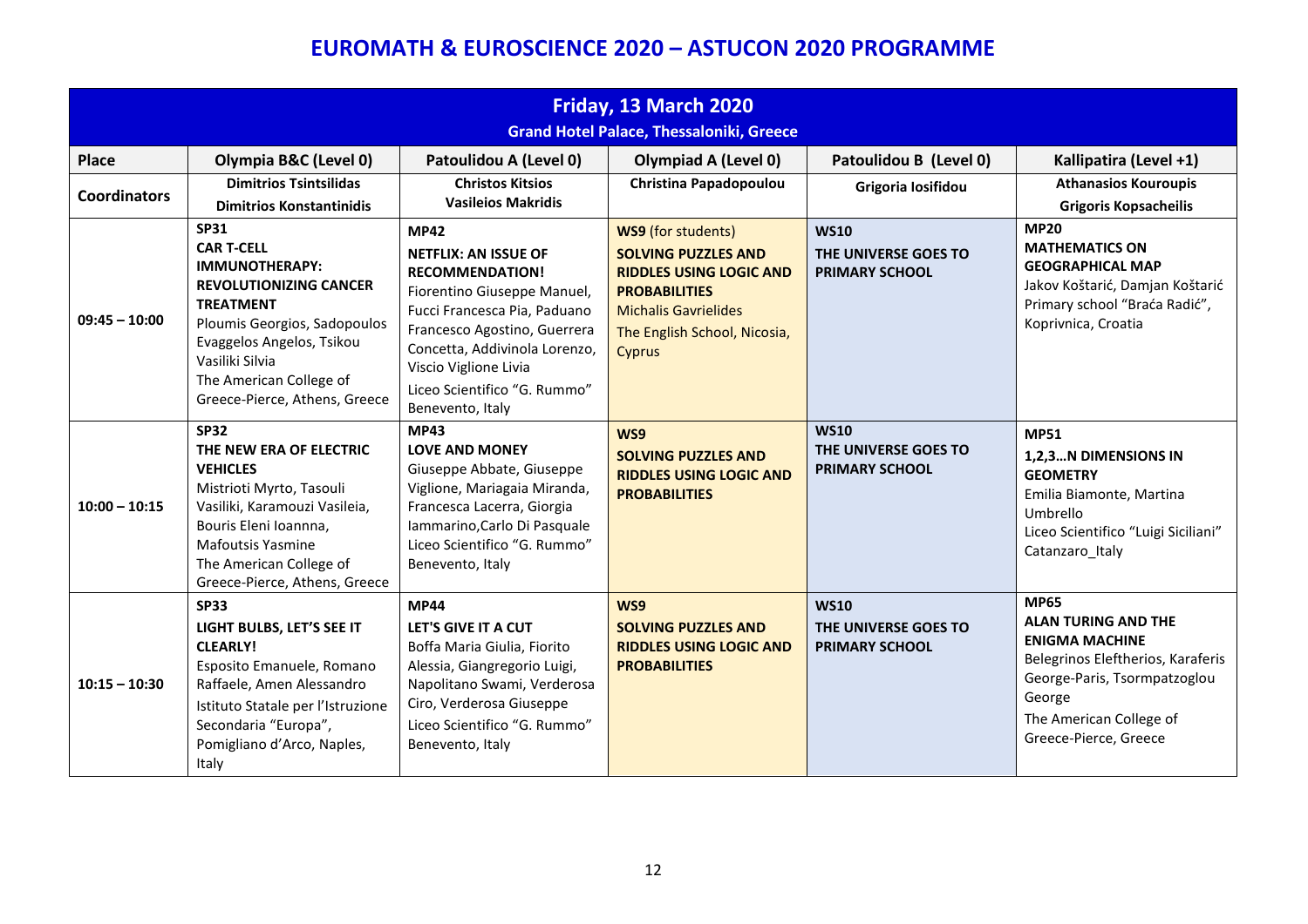# EUROMATH & EUROSCIENCE 2020 – ASTUCON 2020 PROGRAMME

| Friday, 13 March 2020<br>Grand Hotel Palace, Thessaloniki, Greece | | | | | |
|---|---|---|---|---|---|
| **Place** | **Olympia B&C (Level 0)** | **Patoulidou A (Level 0)** | **Olympiad A (Level 0)** | **Patoulidou B (Level 0)** | **Kallipatira (Level +1)** |
| **Coordinators** | **Dimitrios Tsintsilidas**<br>**Dimitrios Konstantinidis** | **Christos Kitsios**<br>**Vasileios Makridis** | **Christina Papadopoulou** | **Grigoria Iosifidou** | **Athanasios Kouroupis**<br>**Grigoris Kopsacheilis** |
| **09:45 – 10:00** | **SP31**<br>**CAR T-CELL IMMUNOTHERAPY: REVOLUTIONIZING CANCER TREATMENT**<br>Ploumis Georgios, Sadopoulos Evaggelos Angelos, Tsikou Vasiliki Silvia<br>The American College of Greece-Pierce, Athens, Greece | **MP42**<br>**NETFLIX: AN ISSUE OF RECOMMENDATION!**<br>Fiorentino Giuseppe Manuel, Fucci Francesca Pia, Paduano Francesco Agostino, Guerrera Concetta, Addivinola Lorenzo, Viscio Viglione Livia<br>Liceo Scientifico "G. Rummo" Benevento, Italy | **WS9** (for students)<br>**SOLVING PUZZLES AND RIDDLES USING LOGIC AND PROBABILITIES**<br>Michalis Gavrielides<br>The English School, Nicosia, Cyprus | **WS10**<br>**THE UNIVERSE GOES TO PRIMARY SCHOOL** | **MP20**<br>**MATHEMATICS ON GEOGRAPHICAL MAP**<br>Jakov Koštarić, Damjan Koštarić<br>Primary school "Braća Radić", Koprivnica, Croatia |
| **10:00 – 10:15** | **SP32**<br>**THE NEW ERA OF ELECTRIC VEHICLES**<br>Mistrioti Myrto, Tasouli Vasiliki, Karamouzi Vasileia, Bouris Eleni Ioannna, Mafoutsis Yasmine<br>The American College of Greece-Pierce, Athens, Greece | **MP43**<br>**LOVE AND MONEY**<br>Giuseppe Abbate, Giuseppe Viglione, Mariagaia Miranda, Francesca Lacerra, Giorgia Iammarino,Carlo Di Pasquale<br>Liceo Scientifico "G. Rummo" Benevento, Italy | **WS9**<br>**SOLVING PUZZLES AND RIDDLES USING LOGIC AND PROBABILITIES** | **WS10**<br>**THE UNIVERSE GOES TO PRIMARY SCHOOL** | **MP51**<br>**1,2,3…N DIMENSIONS IN GEOMETRY**<br>Emilia Biamonte, Martina Umbrello<br>Liceo Scientifico "Luigi Siciliani" Catanzaro_Italy |
| **10:15 – 10:30** | **SP33**<br>**LIGHT BULBS, LET'S SEE IT CLEARLY!**<br>Esposito Emanuele, Romano Raffaele, Amen Alessandro<br>Istituto Statale per l'Istruzione Secondaria "Europa", Pomigliano d'Arco, Naples, Italy | **MP44**<br>**LET'S GIVE IT A CUT**<br>Boffa Maria Giulia, Fiorito Alessia, Giangregorio Luigi, Napolitano Swami, Verderosa Ciro, Verderosa Giuseppe<br>Liceo Scientifico "G. Rummo" Benevento, Italy | **WS9**<br>**SOLVING PUZZLES AND RIDDLES USING LOGIC AND PROBABILITIES** | **WS10**<br>**THE UNIVERSE GOES TO PRIMARY SCHOOL** | **MP65**<br>**ALAN TURING AND THE ENIGMA MACHINE**<br>Belegrinos Eleftherios, Karaferis George-Paris, Tsormpatzoglou George<br>The American College of Greece-Pierce, Greece |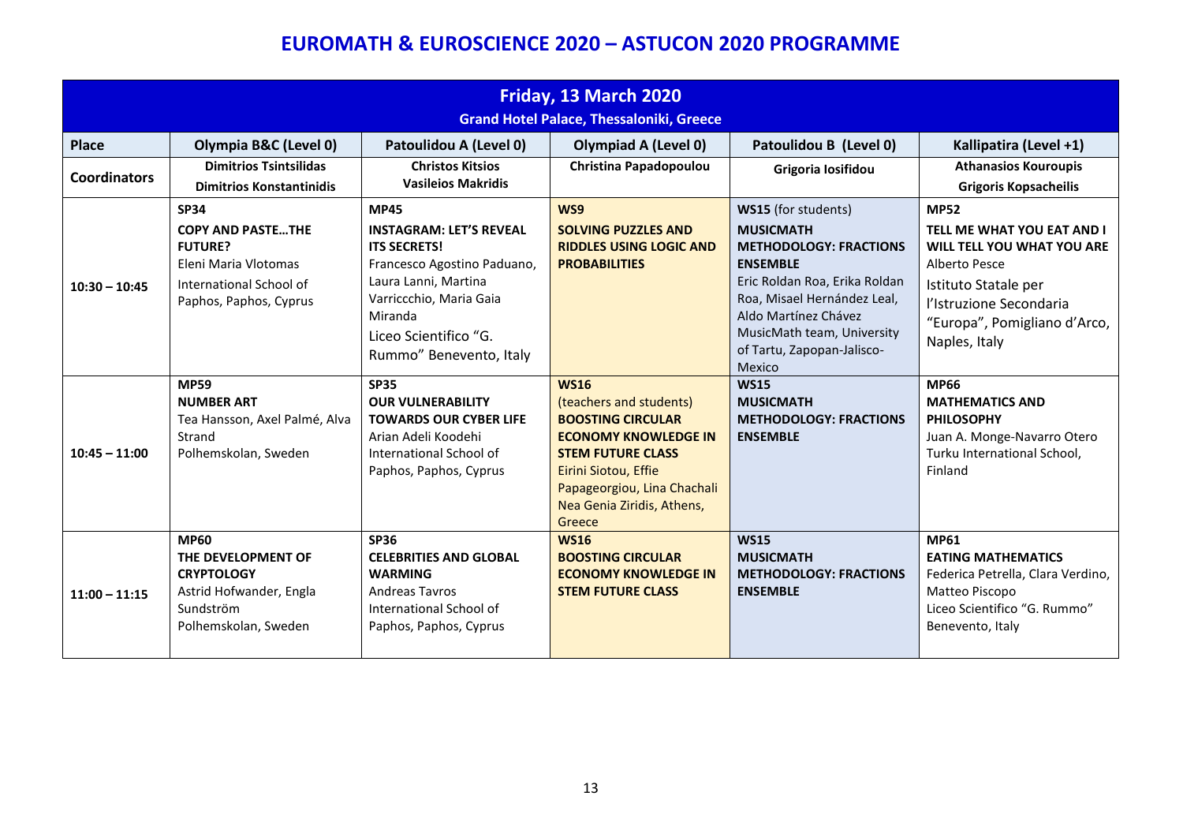# EUROMATH & EUROSCIENCE 2020 – ASTUCON 2020 PROGRAMME

| Friday, 13 March 2020<br>Grand Hotel Palace, Thessaloniki, Greece | | | | | |
|---|---|---|---|---|---|
| **Place** | **Olympia B&C (Level 0)** | **Patoulidou A (Level 0)** | **Olympiad A (Level 0)** | **Patoulidou B (Level 0)** | **Kallipatira (Level +1)** |
| **Coordinators** | **Dimitrios Tsintsilidas**<br>**Dimitrios Konstantinidis** | **Christos Kitsios**<br>**Vasileios Makridis** | **Christina Papadopoulou** | **Grigoria Iosifidou** | **Athanasios Kouroupis**<br>**Grigoris Kopsacheilis** |
| **10:30 – 10:45** | **SP34**<br>**COPY AND PASTE…THE FUTURE?**<br>Eleni Maria Vlotomas<br>International School of Paphos, Paphos, Cyprus | **MP45**<br>**INSTAGRAM: LET'S REVEAL ITS SECRETS!**<br>Francesco Agostino Paduano, Laura Lanni, Martina Varriccchio, Maria Gaia Miranda<br>Liceo Scientifico "G. Rummo" Benevento, Italy | **WS9**<br>**SOLVING PUZZLES AND RIDDLES USING LOGIC AND PROBABILITIES** | **WS15** (for students)<br>**MUSICMATH METHODOLOGY: FRACTIONS ENSEMBLE**<br>Eric Roldan Roa, Erika Roldan Roa, Misael Hernández Leal, Aldo Martínez Chávez<br>MusicMath team, University of Tartu, Zapopan-Jalisco-Mexico | **MP52**<br>**TELL ME WHAT YOU EAT AND I WILL TELL YOU WHAT YOU ARE**<br>Alberto Pesce<br>Istituto Statale per l'Istruzione Secondaria "Europa", Pomigliano d'Arco, Naples, Italy |
| **10:45 – 11:00** | **MP59**<br>**NUMBER ART**<br>Tea Hansson, Axel Palmé, Alva Strand<br>Polhemskolan, Sweden | **SP35**<br>**OUR VULNERABILITY TOWARDS OUR CYBER LIFE**<br>Arian Adeli Koodehi<br>International School of Paphos, Paphos, Cyprus | **WS16**<br>(teachers and students)<br>**BOOSTING CIRCULAR ECONOMY KNOWLEDGE IN STEM FUTURE CLASS**<br>Eirini Siotou, Effie Papageorgiou, Lina Chachali<br>Nea Genia Ziridis, Athens, Greece | **WS15**<br>**MUSICMATH METHODOLOGY: FRACTIONS ENSEMBLE** | **MP66**<br>**MATHEMATICS AND PHILOSOPHY**<br>Juan A. Monge-Navarro Otero<br>Turku International School, Finland |
| **11:00 – 11:15** | **MP60**<br>**THE DEVELOPMENT OF CRYPTOLOGY**<br>Astrid Hofwander, Engla Sundström<br>Polhemskolan, Sweden | **SP36**<br>**CELEBRITIES AND GLOBAL WARMING**<br>Andreas Tavros<br>International School of Paphos, Paphos, Cyprus | **WS16**<br>**BOOSTING CIRCULAR ECONOMY KNOWLEDGE IN STEM FUTURE CLASS** | **WS15**<br>**MUSICMATH METHODOLOGY: FRACTIONS ENSEMBLE** | **MP61**<br>**EATING MATHEMATICS**<br>Federica Petrella, Clara Verdino, Matteo Piscopo<br>Liceo Scientifico "G. Rummo" Benevento, Italy |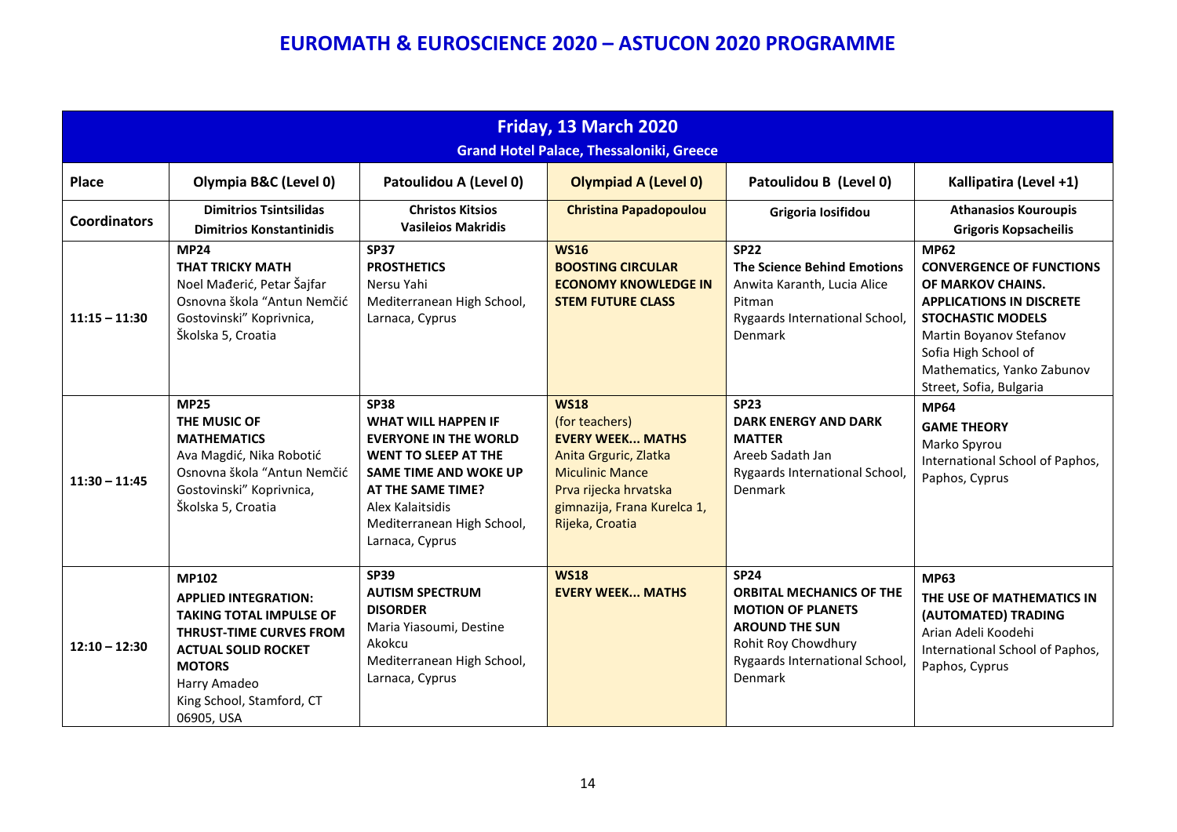# EUROMATH & EUROSCIENCE 2020 – ASTUCON 2020 PROGRAMME

| Friday, 13 March 2020<br>Grand Hotel Palace, Thessaloniki, Greece | | | | | |
|---|---|---|---|---|---|
| **Place** | **Olympia B&C (Level 0)** | **Patoulidou A (Level 0)** | **Olympiad A (Level 0)** | **Patoulidou B (Level 0)** | **Kallipatira (Level +1)** |
| **Coordinators** | **Dimitrios Tsintsilidas**<br>**Dimitrios Konstantinidis** | **Christos Kitsios**<br>**Vasileios Makridis** | **Christina Papadopoulou** | **Grigoria Iosifidou** | **Athanasios Kouroupis**<br>**Grigoris Kopsacheilis** |
| **11:15 – 11:30** | **MP24**<br>**THAT TRICKY MATH**<br>Noel Mađerić, Petar Šajfar<br>Osnovna škola "Antun Nemčić Gostovinski" Koprivnica, Školska 5, Croatia | **SP37**<br>**PROSTHETICS**<br>Nersu Yahi<br>Mediterranean High School, Larnaca, Cyprus | **WS16**<br>**BOOSTING CIRCULAR ECONOMY KNOWLEDGE IN STEM FUTURE CLASS** | **SP22**<br>**The Science Behind Emotions**<br>Anwita Karanth, Lucia Alice Pitman<br>Rygaards International School, Denmark | **MP62**<br>**CONVERGENCE OF FUNCTIONS OF MARKOV CHAINS. APPLICATIONS IN DISCRETE STOCHASTIC MODELS**<br>Martin Boyanov Stefanov<br>Sofia High School of Mathematics, Yanko Zabunov Street, Sofia, Bulgaria |
| **11:30 – 11:45** | **MP25**<br>**THE MUSIC OF MATHEMATICS**<br>Ava Magdić, Nika Robotić<br>Osnovna škola "Antun Nemčić Gostovinski" Koprivnica, Školska 5, Croatia | **SP38**<br>**WHAT WILL HAPPEN IF EVERYONE IN THE WORLD WENT TO SLEEP AT THE SAME TIME AND WOKE UP AT THE SAME TIME?**<br>Alex Kalaitsidis<br>Mediterranean High School, Larnaca, Cyprus | **WS18**<br>(for teachers)<br>**EVERY WEEK... MATHS**<br>Anita Grguric, Zlatka Miculinic Mance<br>Prva rijecka hrvatska gimnazija, Frana Kurelca 1, Rijeka, Croatia | **SP23**<br>**DARK ENERGY AND DARK MATTER**<br>Areeb Sadath Jan<br>Rygaards International School, Denmark | **MP64**<br>**GAME THEORY**<br>Marko Spyrou<br>International School of Paphos, Paphos, Cyprus |
| **12:10 – 12:30** | **MP102**<br>**APPLIED INTEGRATION: TAKING TOTAL IMPULSE OF THRUST-TIME CURVES FROM ACTUAL SOLID ROCKET MOTORS**<br>Harry Amadeo<br>King School, Stamford, CT 06905, USA | **SP39**<br>**AUTISM SPECTRUM DISORDER**<br>Maria Yiasoumi, Destine Akokcu<br>Mediterranean High School, Larnaca, Cyprus | **WS18**<br>**EVERY WEEK... MATHS** | **SP24**<br>**ORBITAL MECHANICS OF THE MOTION OF PLANETS AROUND THE SUN**<br>Rohit Roy Chowdhury<br>Rygaards International School, Denmark | **MP63**<br>**THE USE OF MATHEMATICS IN (AUTOMATED) TRADING**<br>Arian Adeli Koodehi<br>International School of Paphos, Paphos, Cyprus |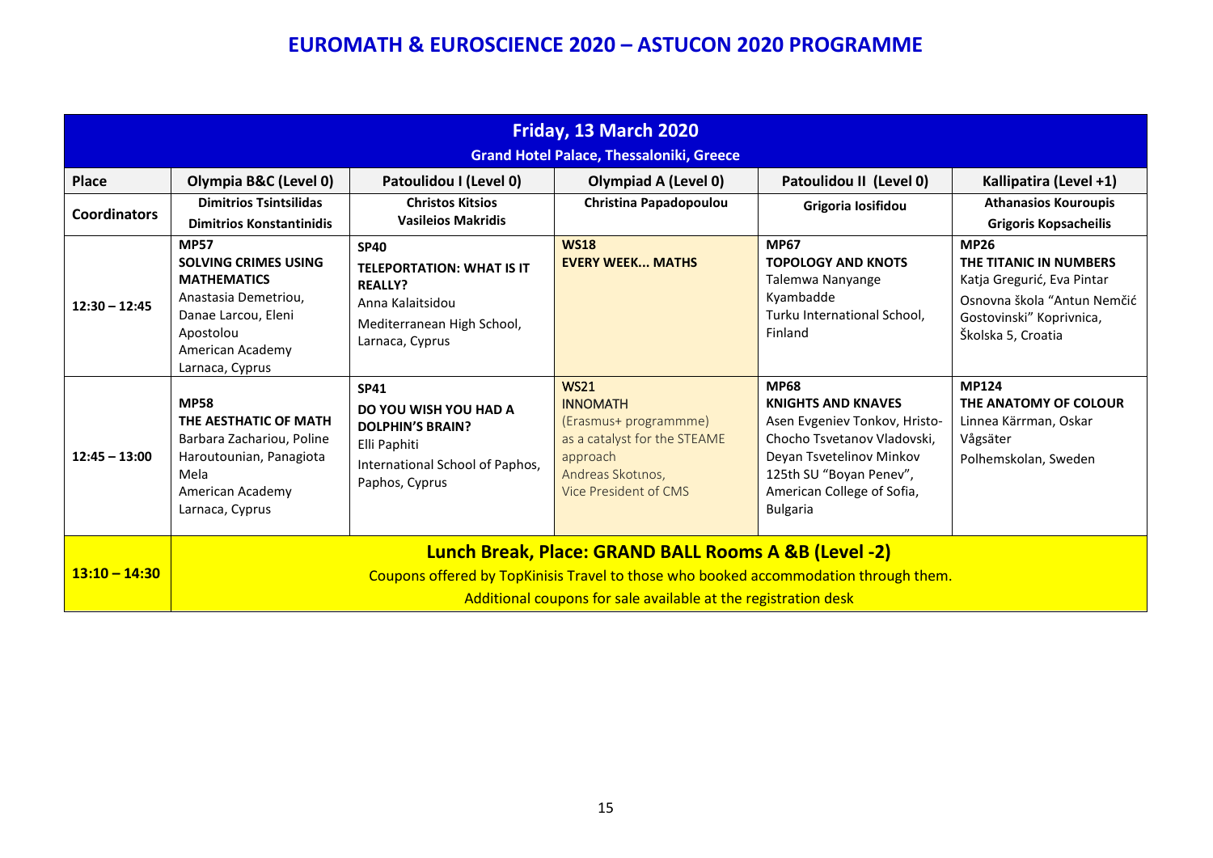# EUROMATH & EUROSCIENCE 2020 – ASTUCON 2020 PROGRAMME

| Friday, 13 March 2020<br>Grand Hotel Palace, Thessaloniki, Greece | | | | | |
|---|---|---|---|---|---|
| **Place** | **Olympia B&C (Level 0)** | **Patoulidou I (Level 0)** | **Olympiad A (Level 0)** | **Patoulidou II (Level 0)** | **Kallipatira (Level +1)** |
| **Coordinators** | **Dimitrios Tsintsilidas**<br>**Dimitrios Konstantinidis** | **Christos Kitsios**<br>**Vasileios Makridis** | **Christina Papadopoulou** | **Grigoria Iosifidou** | **Athanasios Kouroupis**<br>**Grigoris Kopsacheilis** |
| **12:30 – 12:45** | **MP57**<br>**SOLVING CRIMES USING MATHEMATICS**<br>Anastasia Demetriou, Danae Larcou, Eleni Apostolou<br>American Academy Larnaca, Cyprus | **SP40**<br>**TELEPORTATION: WHAT IS IT REALLY?**<br>Anna Kalaitsidou<br>Mediterranean High School, Larnaca, Cyprus | **WS18**<br>**EVERY WEEK... MATHS** | **MP67**<br>**TOPOLOGY AND KNOTS**<br>Talemwa Nanyange Kyambadde<br>Turku International School, Finland | **MP26**<br>**THE TITANIC IN NUMBERS**<br>Katja Gregurić, Eva Pintar<br>Osnovna škola "Antun Nemčić Gostovinski" Koprivnica, Školska 5, Croatia |
| **12:45 – 13:00** | **MP58**<br>**THE AESTHATIC OF MATH**<br>Barbara Zachariou, Poline Haroutounian, Panagiota Mela<br>American Academy Larnaca, Cyprus | **SP41**<br>**DO YOU WISH YOU HAD A DOLPHIN'S BRAIN?**<br>Elli Paphiti<br>International School of Paphos, Paphos, Cyprus | **WS21**<br>INNOMATH<br>(Erasmus+ programmme)<br>as a catalyst for the STEAME approach<br>Andreas Skotιnos,<br>Vice President of CMS | **MP68**<br>**KNIGHTS AND KNAVES**<br>Asen Evgeniev Tonkov, Hristo-Chocho Tsvetanov Vladovski, Deyan Tsvetelinov Minkov<br>125th SU "Boyan Penev", American College of Sofia, Bulgaria | **MP124**<br>**THE ANATOMY OF COLOUR**<br>Linnea Kärrman, Oskar Vågsäter<br>Polhemskolan, Sweden |
| **13:10 – 14:30** | **Lunch Break, Place: GRAND BALL Rooms A &B (Level -2)**<br>Coupons offered by TopKinisis Travel to those who booked accommodation through them.<br>Additional coupons for sale available at the registration desk | | | | |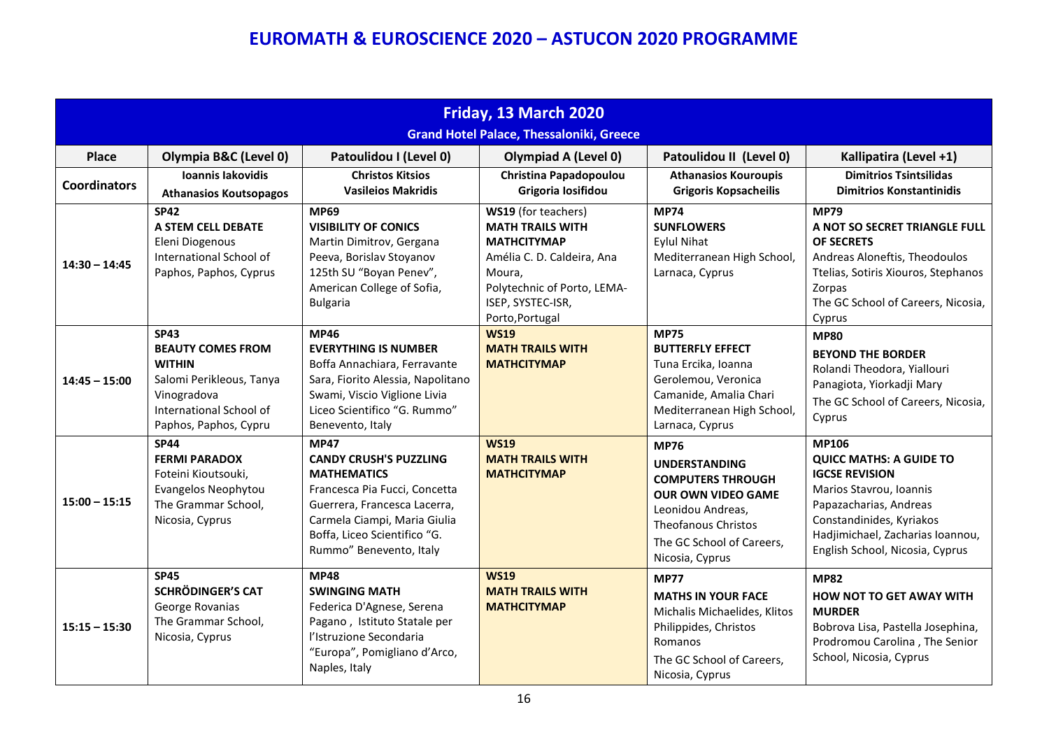# EUROMATH & EUROSCIENCE 2020 – ASTUCON 2020 PROGRAMME

| Friday, 13 March 2020<br>Grand Hotel Palace, Thessaloniki, Greece | | | | | |
|---|---|---|---|---|---|
| **Place** | **Olympia B&C (Level 0)** | **Patoulidou I (Level 0)** | **Olympiad A (Level 0)** | **Patoulidou II (Level 0)** | **Kallipatira (Level +1)** |
| **Coordinators** | **Ioannis Iakovidis**<br>**Athanasios Koutsopagos** | **Christos Kitsios**<br>**Vasileios Makridis** | **Christina Papadopoulou**<br>**Grigoria Iosifidou** | **Athanasios Kouroupis**<br>**Grigoris Kopsacheilis** | **Dimitrios Tsintsilidas**<br>**Dimitrios Konstantinidis** |
| **14:30 – 14:45** | **SP42**<br>**A STEM CELL DEBATE**<br>Eleni Diogenous<br>International School of Paphos, Paphos, Cyprus | **MP69**<br>**VISIBILITY OF CONICS**<br>Martin Dimitrov, Gergana Peeva, Borislav Stoyanov<br>125th SU "Boyan Penev", American College of Sofia, Bulgaria | **WS19** (for teachers)<br>**MATH TRAILS WITH MATHCITYMAP**<br>Amélia C. D. Caldeira, Ana Moura,<br>Polytechnic of Porto, LEMA-ISEP, SYSTEC-ISR, Porto,Portugal | **MP74**<br>**SUNFLOWERS**<br>Eylul Nihat<br>Mediterranean High School, Larnaca, Cyprus | **MP79**<br>**A NOT SO SECRET TRIANGLE FULL OF SECRETS**<br>Andreas Aloneftis, Theodoulos Ttelias, Sotiris Xiouros, Stephanos Zorpas<br>The GC School of Careers, Nicosia, Cyprus |
| **14:45 – 15:00** | **SP43**<br>**BEAUTY COMES FROM WITHIN**<br>Salomi Perikleous, Tanya Vinogradova<br>International School of Paphos, Paphos, Cypru | **MP46**<br>**EVERYTHING IS NUMBER**<br>Boffa Annachiara, Ferravante Sara, Fiorito Alessia, Napolitano Swami, Viscio Viglione Livia<br>Liceo Scientifico "G. Rummo" Benevento, Italy | **WS19**<br>**MATH TRAILS WITH MATHCITYMAP** | **MP75**<br>**BUTTERFLY EFFECT**<br>Tuna Ercika, Ioanna Gerolemou, Veronica Camanide, Amalia Chari<br>Mediterranean High School, Larnaca, Cyprus | **MP80**<br>**BEYOND THE BORDER**<br>Rolandi Theodora, Yiallouri Panagiota, Yiorkadji Mary<br>The GC School of Careers, Nicosia, Cyprus |
| **15:00 – 15:15** | **SP44**<br>**FERMI PARADOX**<br>Foteini Kioutsouki, Evangelos Neophytou<br>The Grammar School, Nicosia, Cyprus | **MP47**<br>**CANDY CRUSH'S PUZZLING MATHEMATICS**<br>Francesca Pia Fucci, Concetta Guerrera, Francesca Lacerra, Carmela Ciampi, Maria Giulia Boffa, Liceo Scientifico "G. Rummo" Benevento, Italy | **WS19**<br>**MATH TRAILS WITH MATHCITYMAP** | **MP76**<br>**UNDERSTANDING COMPUTERS THROUGH OUR OWN VIDEO GAME**<br>Leonidou Andreas, Theofanous Christos<br>The GC School of Careers, Nicosia, Cyprus | **MP106**<br>**QUICC MATHS: A GUIDE TO IGCSE REVISION**<br>Marios Stavrou, Ioannis Papazacharias, Andreas Constandinides, Kyriakos Hadjimichael, Zacharias Ioannou, English School, Nicosia, Cyprus |
| **15:15 – 15:30** | **SP45**<br>**SCHRÖDINGER'S CAT**<br>George Rovanias<br>The Grammar School, Nicosia, Cyprus | **MP48**<br>**SWINGING MATH**<br>Federica D'Agnese, Serena Pagano , Istituto Statale per l'Istruzione Secondaria "Europa", Pomigliano d'Arco, Naples, Italy | **WS19**<br>**MATH TRAILS WITH MATHCITYMAP** | **MP77**<br>**MATHS IN YOUR FACE**<br>Michalis Michaelides, Klitos Philippides, Christos Romanos<br>The GC School of Careers, Nicosia, Cyprus | **MP82**<br>**HOW NOT TO GET AWAY WITH MURDER**<br>Bobrova Lisa, Pastella Josephina, Prodromou Carolina , The Senior School, Nicosia, Cyprus |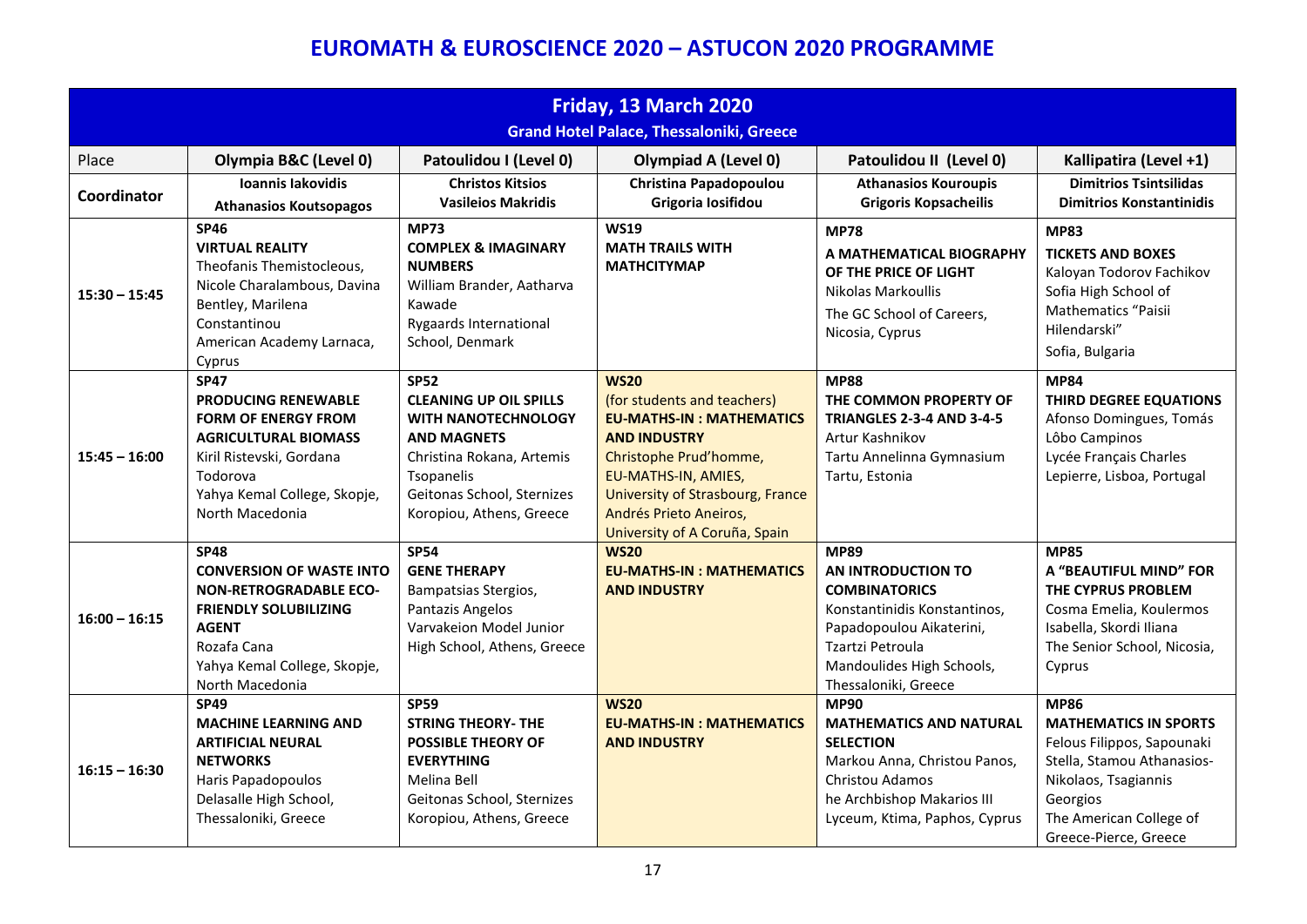# EUROMATH & EUROSCIENCE 2020 – ASTUCON 2020 PROGRAMME

| Friday, 13 March 2020<br>Grand Hotel Palace, Thessaloniki, Greece | | | | | |
|---|---|---|---|---|---|
| Place | **Olympia B&C (Level 0)** | **Patoulidou I (Level 0)** | **Olympiad A (Level 0)** | **Patoulidou II (Level 0)** | **Kallipatira (Level +1)** |
| **Coordinator** | **Ioannis Iakovidis**<br>**Athanasios Koutsopagos** | **Christos Kitsios**<br>**Vasileios Makridis** | **Christina Papadopoulou**<br>**Grigoria Iosifidou** | **Athanasios Kouroupis**<br>**Grigoris Kopsacheilis** | **Dimitrios Tsintsilidas**<br>**Dimitrios Konstantinidis** |
| **15:30 – 15:45** | **SP46**<br>**VIRTUAL REALITY**<br>Theofanis Themistocleous, Nicole Charalambous, Davina Bentley, Marilena Constantinou<br>American Academy Larnaca, Cyprus | **MP73**<br>**COMPLEX & IMAGINARY NUMBERS**<br>William Brander, Aatharva Kawade<br>Rygaards International School, Denmark | **WS19**<br>**MATH TRAILS WITH MATHCITYMAP** | **MP78**<br>**A MATHEMATICAL BIOGRAPHY OF THE PRICE OF LIGHT**<br>Nikolas Markoullis<br>The GC School of Careers, Nicosia, Cyprus | **MP83**<br>**TICKETS AND BOXES**<br>Kaloyan Todorov Fachikov<br>Sofia High School of Mathematics "Paisii Hilendarski"<br>Sofia, Bulgaria |
| **15:45 – 16:00** | **SP47**<br>**PRODUCING RENEWABLE FORM OF ENERGY FROM AGRICULTURAL BIOMASS**<br>Kiril Ristevski, Gordana Todorova<br>Yahya Kemal College, Skopje, North Macedonia | **SP52**<br>**CLEANING UP OIL SPILLS WITH NANOTECHNOLOGY AND MAGNETS**<br>Christina Rokana, Artemis Tsopanelis<br>Geitonas School, Sternizes Koropiou, Athens, Greece | **WS20**<br>(for students and teachers)<br>**EU-MATHS-IN : MATHEMATICS AND INDUSTRY**<br>Christophe Prud'homme, EU-MATHS-IN, AMIES, University of Strasbourg, France<br>Andrés Prieto Aneiros, University of A Coruña, Spain | **MP88**<br>**THE COMMON PROPERTY OF TRIANGLES 2-3-4 AND 3-4-5**<br>Artur Kashnikov<br>Tartu Annelinna Gymnasium<br>Tartu, Estonia | **MP84**<br>**THIRD DEGREE EQUATIONS**<br>Afonso Domingues, Tomás Lôbo Campinos<br>Lycée Français Charles Lepierre, Lisboa, Portugal |
| **16:00 – 16:15** | **SP48**<br>**CONVERSION OF WASTE INTO NON-RETROGRADABLE ECO-FRIENDLY SOLUBILIZING AGENT**<br>Rozafa Cana<br>Yahya Kemal College, Skopje, North Macedonia | **SP54**<br>**GENE THERAPY**<br>Bampatsias Stergios, Pantazis Angelos<br>Varvakeion Model Junior High School, Athens, Greece | **WS20**<br>**EU-MATHS-IN : MATHEMATICS AND INDUSTRY** | **MP89**<br>**AN INTRODUCTION TO COMBINATORICS**<br>Konstantinidis Konstantinos, Papadopoulou Aikaterini, Tzartzi Petroula<br>Mandoulides High Schools, Thessaloniki, Greece | **MP85**<br>**A "BEAUTIFUL MIND" FOR THE CYPRUS PROBLEM**<br>Cosma Emelia, Koulermos Isabella, Skordi Iliana<br>The Senior School, Nicosia, Cyprus |
| **16:15 – 16:30** | **SP49**<br>**MACHINE LEARNING AND ARTIFICIAL NEURAL NETWORKS**<br>Haris Papadopoulos<br>Delasalle High School, Thessaloniki, Greece | **SP59**<br>**STRING THEORY- THE POSSIBLE THEORY OF EVERYTHING**<br>Melina Bell<br>Geitonas School, Sternizes Koropiou, Athens, Greece | **WS20**<br>**EU-MATHS-IN : MATHEMATICS AND INDUSTRY** | **MP90**<br>**MATHEMATICS AND NATURAL SELECTION**<br>Markou Anna, Christou Panos, Christou Adamos<br>he Archbishop Makarios III Lyceum, Ktima, Paphos, Cyprus | **MP86**<br>**MATHEMATICS IN SPORTS**<br>Felous Filippos, Sapounaki Stella, Stamou Athanasios-Nikolaos, Tsagiannis Georgios<br>The American College of Greece-Pierce, Greece |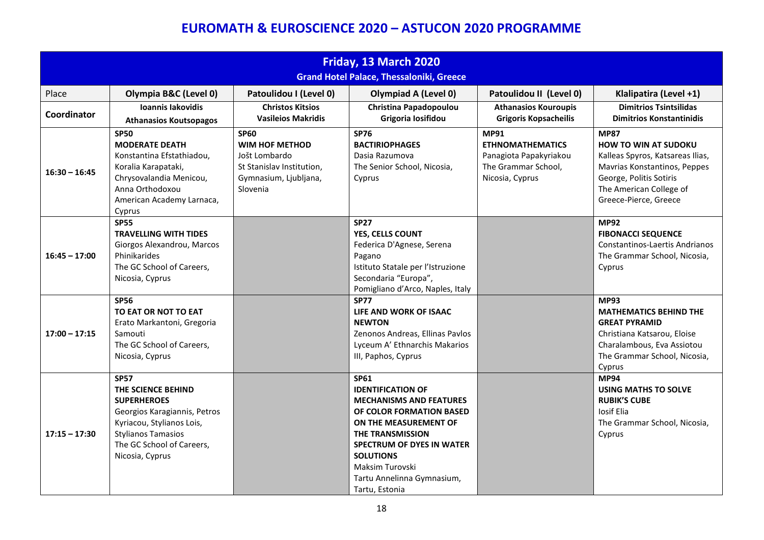# EUROMATH & EUROSCIENCE 2020 – ASTUCON 2020 PROGRAMME

| Friday, 13 March 2020<br>Grand Hotel Palace, Thessaloniki, Greece | | | | | |
|---|---|---|---|---|---|
| Place | **Olympia B&C (Level 0)** | **Patoulidou I (Level 0)** | **Olympiad A (Level 0)** | **Patoulidou II (Level 0)** | **Klalipatira (Level +1)** |
| **Coordinator** | **Ioannis Iakovidis**<br>**Athanasios Koutsopagos** | **Christos Kitsios**<br>**Vasileios Makridis** | **Christina Papadopoulou**<br>**Grigoria Iosifidou** | **Athanasios Kouroupis**<br>**Grigoris Kopsacheilis** | **Dimitrios Tsintsilidas**<br>**Dimitrios Konstantinidis** |
| **16:30 – 16:45** | **SP50**<br>**MODERATE DEATH**<br>Konstantina Efstathiadou, Koralia Karapataki, Chrysovalandia Menicou, Anna Orthodoxou<br>American Academy Larnaca, Cyprus | **SP60**<br>**WIM HOF METHOD**<br>Jošt Lombardo<br>St Stanislav Institution, Gymnasium, Ljubljana, Slovenia | **SP76**<br>**BACTIRIOPHAGES**<br>Dasia Razumova<br>The Senior School, Nicosia, Cyprus | **MP91**<br>**ETHNOMATHEMATICS**<br>Panagiota Papakyriakou<br>The Grammar School, Nicosia, Cyprus | **MP87**<br>**HOW TO WIN AT SUDOKU**<br>Kalleas Spyros, Katsareas Ilias, Mavrias Konstantinos, Peppes George, Politis Sotiris<br>The American College of Greece-Pierce, Greece |
| **16:45 – 17:00** | **SP55**<br>**TRAVELLING WITH TIDES**<br>Giorgos Alexandrou, Marcos Phinikarides<br>The GC School of Careers, Nicosia, Cyprus | | **SP27**<br>**YES, CELLS COUNT**<br>Federica D'Agnese, Serena Pagano<br>Istituto Statale per l'Istruzione Secondaria "Europa", Pomigliano d'Arco, Naples, Italy | | **MP92**<br>**FIBONACCI SEQUENCE**<br>Constantinos-Laertis Andrianos<br>The Grammar School, Nicosia, Cyprus |
| **17:00 – 17:15** | **SP56**<br>**TO EAT OR NOT TO EAT**<br>Erato Markantoni, Gregoria Samouti<br>The GC School of Careers, Nicosia, Cyprus | | **SP77**<br>**LIFE AND WORK OF ISAAC NEWTON**<br>Zenonos Andreas, Ellinas Pavlos<br>Lyceum A' Ethnarchis Makarios III, Paphos, Cyprus | | **MP93**<br>**MATHEMATICS BEHIND THE GREAT PYRAMID**<br>Christiana Katsarou, Eloise Charalambous, Eva Assiotou<br>The Grammar School, Nicosia, Cyprus |
| **17:15 – 17:30** | **SP57**<br>**THE SCIENCE BEHIND SUPERHEROES**<br>Georgios Karagiannis, Petros Kyriacou, Stylianos Lois, Stylianos Tamasios<br>The GC School of Careers, Nicosia, Cyprus | | **SP61**<br>**IDENTIFICATION OF MECHANISMS AND FEATURES OF COLOR FORMATION BASED ON THE MEASUREMENT OF THE TRANSMISSION SPECTRUM OF DYES IN WATER SOLUTIONS**<br>Maksim Turovski<br>Tartu Annelinna Gymnasium, Tartu, Estonia | | **MP94**<br>**USING MATHS TO SOLVE RUBIK'S CUBE**<br>Iosif Elia<br>The Grammar School, Nicosia, Cyprus |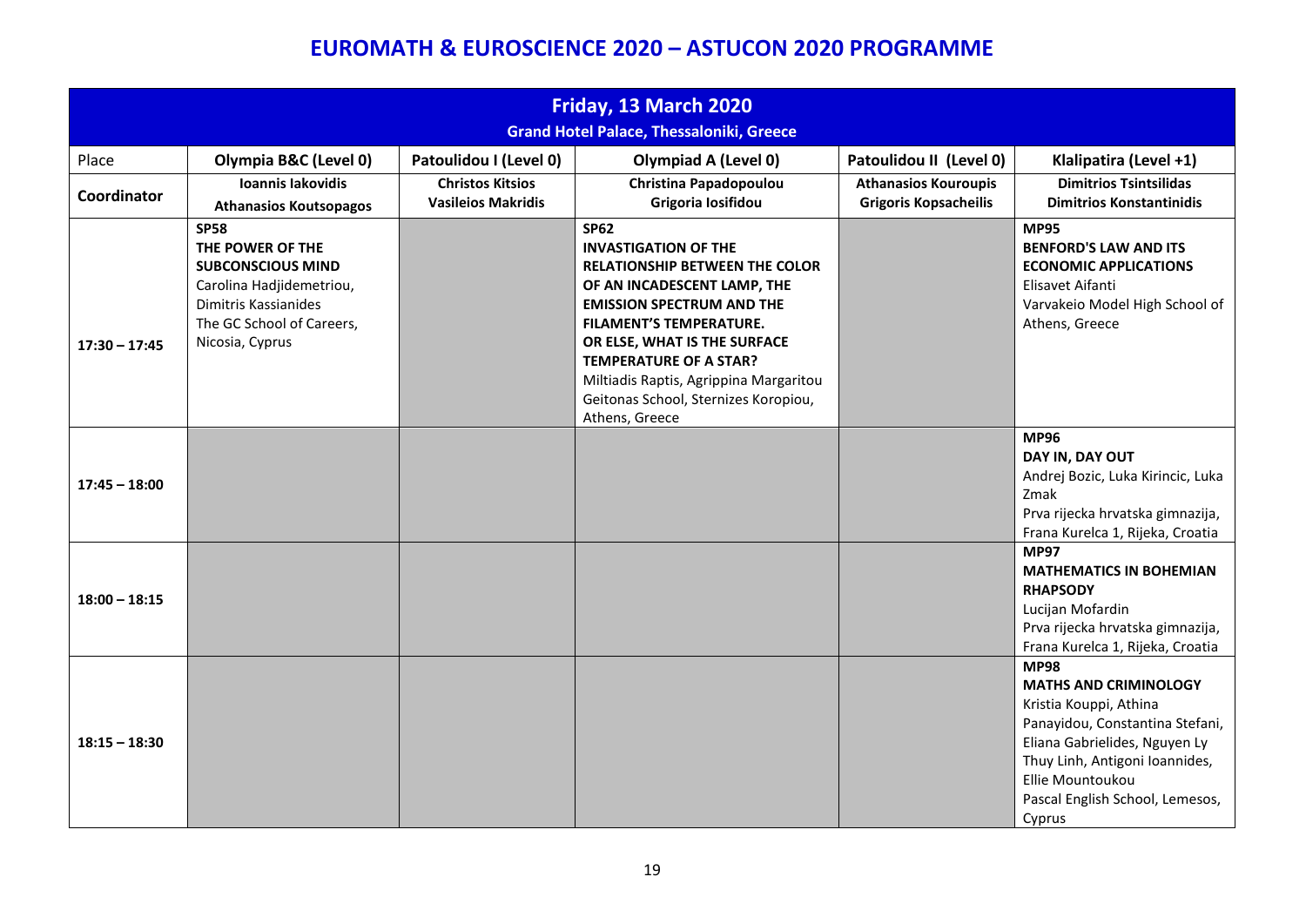# EUROMATH & EUROSCIENCE 2020 – ASTUCON 2020 PROGRAMME

| Friday, 13 March 2020<br>Grand Hotel Palace, Thessaloniki, Greece | | | | | |
|---|---|---|---|---|---|
| Place | **Olympia B&C (Level 0)** | **Patoulidou I (Level 0)** | **Olympiad A (Level 0)** | **Patoulidou II (Level 0)** | **Klalipatira (Level +1)** |
| **Coordinator** | **Ioannis Iakovidis**<br>**Athanasios Koutsopagos** | **Christos Kitsios**<br>**Vasileios Makridis** | **Christina Papadopoulou**<br>**Grigoria Iosifidou** | **Athanasios Kouroupis**<br>**Grigoris Kopsacheilis** | **Dimitrios Tsintsilidas**<br>**Dimitrios Konstantinidis** |
| **17:30 – 17:45** | **SP58**<br>**THE POWER OF THE SUBCONSCIOUS MIND**<br>Carolina Hadjidemetriou, Dimitris Kassianides<br>The GC School of Careers, Nicosia, Cyprus | | **SP62**<br>**INVASTIGATION OF THE RELATIONSHIP BETWEEN THE COLOR OF AN INCADESCENT LAMP, THE EMISSION SPECTRUM AND THE FILAMENT'S TEMPERATURE. OR ELSE, WHAT IS THE SURFACE TEMPERATURE OF A STAR?**<br>Miltiadis Raptis, Agrippina Margaritou<br>Geitonas School, Sternizes Koropiou, Athens, Greece | | **MP95**<br>**BENFORD'S LAW AND ITS ECONOMIC APPLICATIONS**<br>Elisavet Aifanti<br>Varvakeio Model High School of Athens, Greece |
| **17:45 – 18:00** | | | | | **MP96**<br>**DAY IN, DAY OUT**<br>Andrej Bozic, Luka Kirincic, Luka Zmak<br>Prva rijecka hrvatska gimnazija, Frana Kurelca 1, Rijeka, Croatia |
| **18:00 – 18:15** | | | | | **MP97**<br>**MATHEMATICS IN BOHEMIAN RHAPSODY**<br>Lucijan Mofardin<br>Prva rijecka hrvatska gimnazija, Frana Kurelca 1, Rijeka, Croatia |
| **18:15 – 18:30** | | | | | **MP98**<br>**MATHS AND CRIMINOLOGY**<br>Kristia Kouppi, Athina Panayidou, Constantina Stefani, Eliana Gabrielides, Nguyen Ly Thuy Linh, Antigoni Ioannides, Ellie Mountoukou<br>Pascal English School, Lemesos, Cyprus |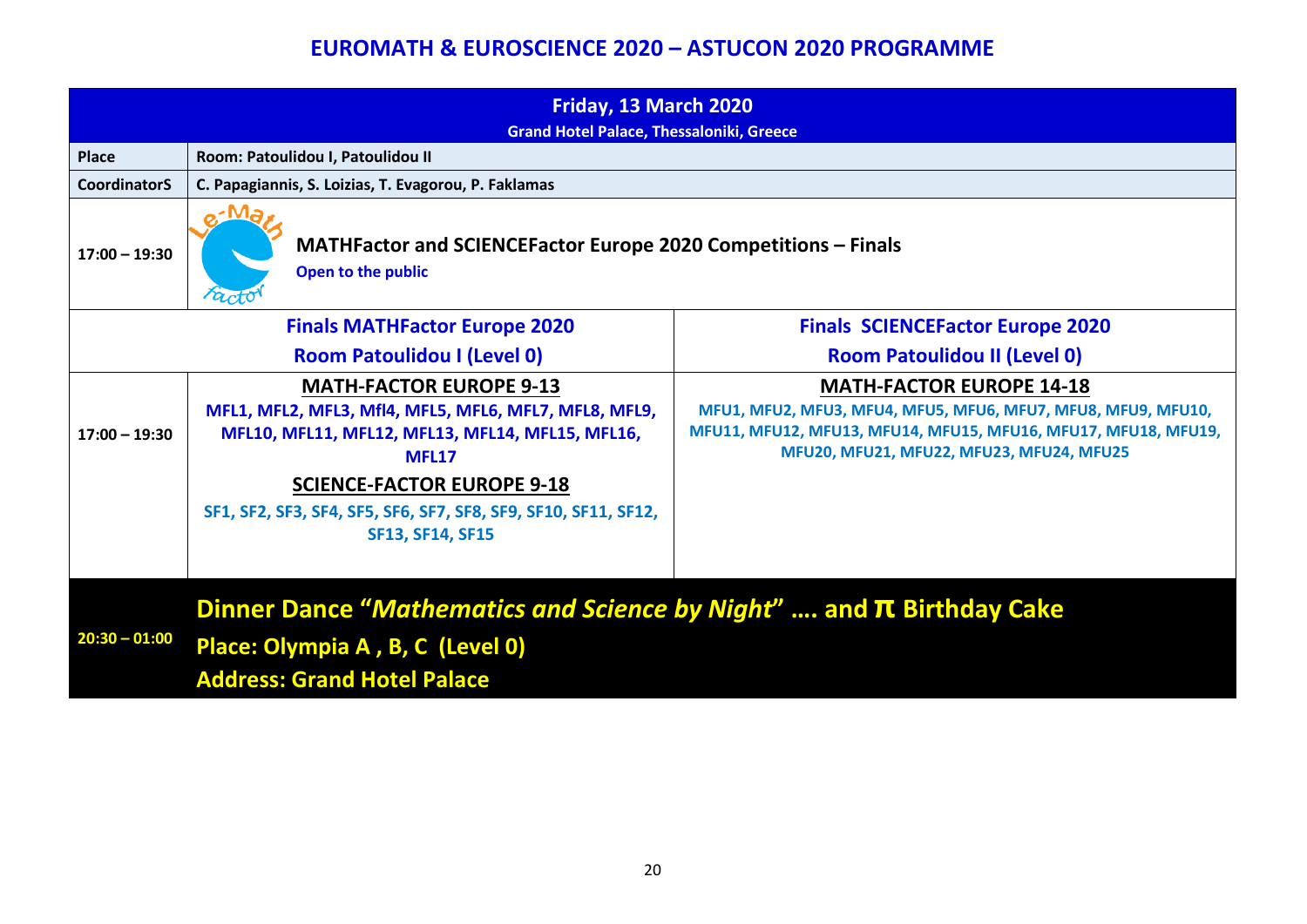# EUROMATH & EUROSCIENCE 2020 – ASTUCON 2020 PROGRAMME

| **Friday, 13 March 2020** | | |
|---|---|---|
| **Grand Hotel Palace, Thessaloniki, Greece** | | |
| **Place** | **Room: Patoulidou I, Patoulidou II** | |
| **CoordinatorS** | **C. Papagiannis, S. Loizias, T. Evagorou, P. Faklamas** | |
| **17:00 – 19:30** | **MATHFactor and SCIENCEFactor Europe 2020 Competitions – Finals**<br>**Open to the public** | |
| | **Finals MATHFactor Europe 2020**<br>**Room Patoulidou I (Level 0)** | **Finals SCIENCEFactor Europe 2020**<br>**Room Patoulidou II (Level 0)** |
| **17:00 – 19:30** | **MATH-FACTOR EUROPE 9-13**<br>**MFL1, MFL2, MFL3, Mfl4, MFL5, MFL6, MFL7, MFL8, MFL9, MFL10, MFL11, MFL12, MFL13, MFL14, MFL15, MFL16, MFL17**<br>**SCIENCE-FACTOR EUROPE 9-18**<br>**SF1, SF2, SF3, SF4, SF5, SF6, SF7, SF8, SF9, SF10, SF11, SF12, SF13, SF14, SF15** | **MATH-FACTOR EUROPE 14-18**<br>**MFU1, MFU2, MFU3, MFU4, MFU5, MFU6, MFU7, MFU8, MFU9, MFU10, MFU11, MFU12, MFU13, MFU14, MFU15, MFU16, MFU17, MFU18, MFU19, MFU20, MFU21, MFU22, MFU23, MFU24, MFU25** |
| **20:30 – 01:00** | **Dinner Dance "*Mathematics and Science by Night*" …. and π Birthday Cake**<br>**Place: Olympia A , B, C (Level 0)**<br>**Address: Grand Hotel Palace** | |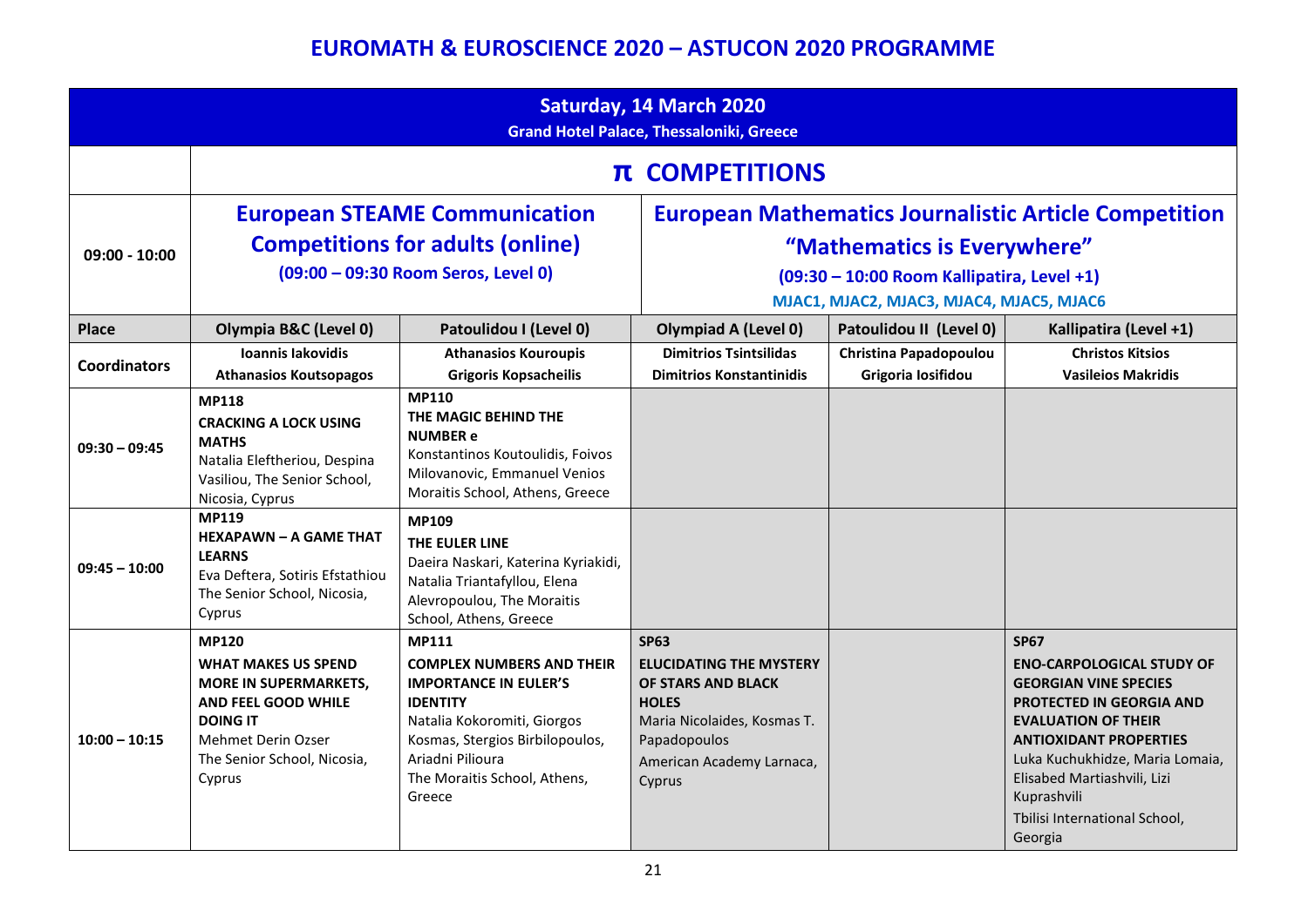# EUROMATH & EUROSCIENCE 2020 – ASTUCON 2020 PROGRAMME

| Saturday, 14 March 2020<br>Grand Hotel Palace, Thessaloniki, Greece | | | | | |
|---|---|---|---|---|---|
| | **π COMPETITIONS** | | | | |
| **09:00 - 10:00** | **European STEAME Communication Competitions for adults (online)**<br>**(09:00 – 09:30 Room Seros, Level 0)** | | **European Mathematics Journalistic Article Competition “Mathematics is Everywhere”**<br>**(09:30 – 10:00 Room Kallipatira, Level +1)**<br>**MJAC1, MJAC2, MJAC3, MJAC4, MJAC5, MJAC6** | | |
| **Place** | **Olympia B&C (Level 0)** | **Patoulidou I (Level 0)** | **Olympiad A (Level 0)** | **Patoulidou II (Level 0)** | **Kallipatira (Level +1)** |
| **Coordinators** | **Ioannis Iakovidis**<br>**Athanasios Koutsopagos** | **Athanasios Kouroupis**<br>**Grigoris Kopsacheilis** | **Dimitrios Tsintsilidas**<br>**Dimitrios Konstantinidis** | **Christina Papadopoulou**<br>**Grigoria Iosifidou** | **Christos Kitsios**<br>**Vasileios Makridis** |
| **09:30 – 09:45** | **MP118**<br>**CRACKING A LOCK USING MATHS**<br>Natalia Eleftheriou, Despina Vasiliou, The Senior School, Nicosia, Cyprus | **MP110**<br>**THE MAGIC BEHIND THE NUMBER e**<br>Konstantinos Koutoulidis, Foivos Milovanovic, Emmanuel Venios Moraitis School, Athens, Greece | | | |
| **09:45 – 10:00** | **MP119**<br>**HEXAPAWN – A GAME THAT LEARNS**<br>Eva Deftera, Sotiris Efstathiou The Senior School, Nicosia, Cyprus | **MP109**<br>**THE EULER LINE**<br>Daeira Naskari, Katerina Kyriakidi, Natalia Triantafyllou, Elena Alevropoulou, The Moraitis School, Athens, Greece | | | |
| **10:00 – 10:15** | **MP120**<br>**WHAT MAKES US SPEND MORE IN SUPERMARKETS, AND FEEL GOOD WHILE DOING IT**<br>Mehmet Derin Ozser<br>The Senior School, Nicosia, Cyprus | **MP111**<br>**COMPLEX NUMBERS AND THEIR IMPORTANCE IN EULER’S IDENTITY**<br>Natalia Kokoromiti, Giorgos Kosmas, Stergios Birbilopoulos, Ariadni Pilioura<br>The Moraitis School, Athens, Greece | **SP63**<br>**ELUCIDATING THE MYSTERY OF STARS AND BLACK HOLES**<br>Maria Nicolaides, Kosmas T. Papadopoulos<br>American Academy Larnaca, Cyprus | | **SP67**<br>**ENO-CARPOLOGICAL STUDY OF GEORGIAN VINE SPECIES PROTECTED IN GEORGIA AND EVALUATION OF THEIR ANTIOXIDANT PROPERTIES**<br>Luka Kuchukhidze, Maria Lomaia, Elisabed Martiashvili, Lizi Kuprashvili<br>Tbilisi International School, Georgia |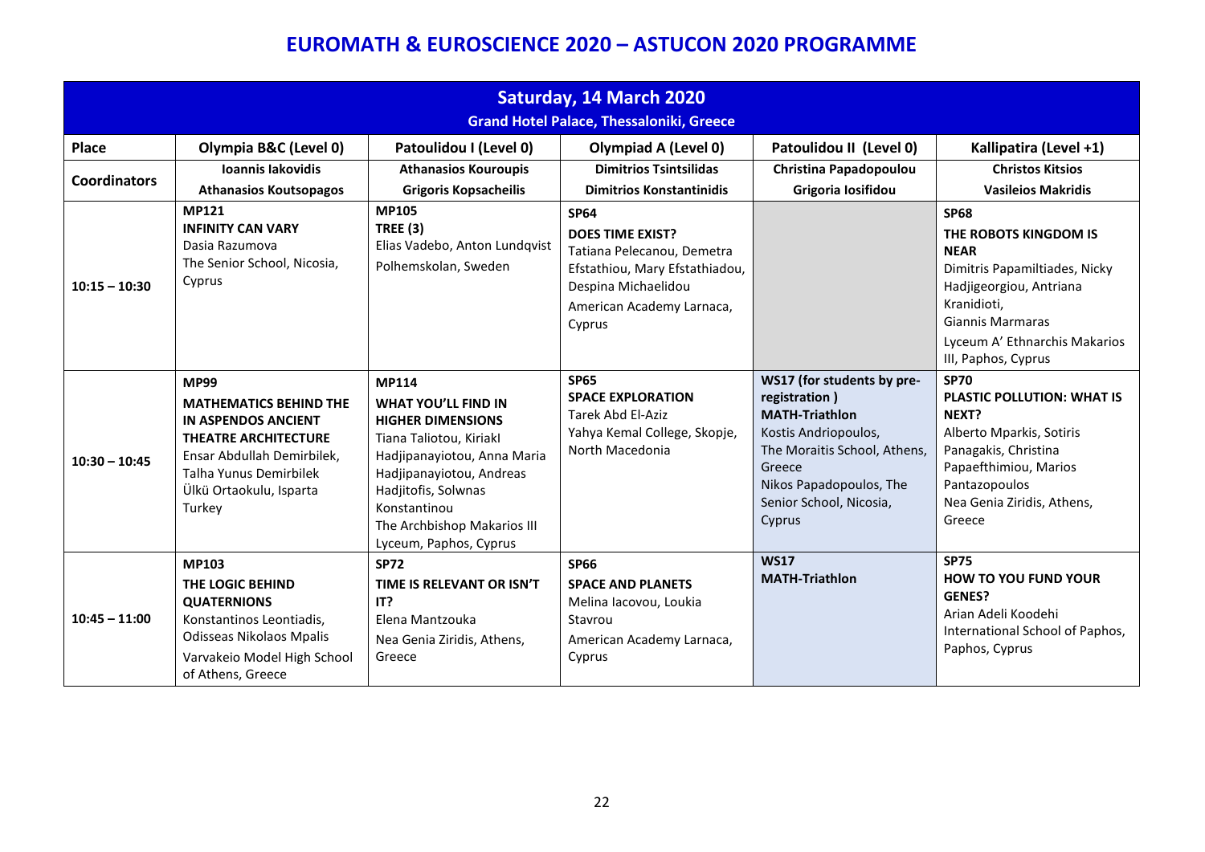# EUROMATH & EUROSCIENCE 2020 – ASTUCON 2020 PROGRAMME

## Saturday, 14 March 2020

**Grand Hotel Palace, Thessaloniki, Greece**

| Place | Olympia B&C (Level 0) | Patoulidou I (Level 0) | Olympiad A (Level 0) | Patoulidou II (Level 0) | Kallipatira (Level +1) |
|---|---|---|---|---|---|
| **Coordinators** | **Ioannis Iakovidis**<br>**Athanasios Koutsopagos** | **Athanasios Kouroupis**<br>**Grigoris Kopsacheilis** | **Dimitrios Tsintsilidas**<br>**Dimitrios Konstantinidis** | **Christina Papadopoulou**<br>**Grigoria Iosifidou** | **Christos Kitsios**<br>**Vasileios Makridis** |
| **10:15 – 10:30** | **MP121**<br>**INFINITY CAN VARY**<br>Dasia Razumova<br>The Senior School, Nicosia, Cyprus | **MP105**<br>**TREE (3)**<br>Elias Vadebo, Anton Lundqvist<br>Polhemskolan, Sweden | **SP64**<br>**DOES TIME EXIST?**<br>Tatiana Pelecanou, Demetra Efstathiou, Mary Efstathiadou, Despina Michaelidou<br>American Academy Larnaca, Cyprus | | **SP68**<br>**THE ROBOTS KINGDOM IS NEAR**<br>Dimitris Papamiltiades, Nicky Hadjigeorgiou, Antriana Kranidioti, Giannis Marmaras<br>Lyceum A' Ethnarchis Makarios III, Paphos, Cyprus |
| **10:30 – 10:45** | **MP99**<br>**MATHEMATICS BEHIND THE IN ASPENDOS ANCIENT THEATRE ARCHITECTURE**<br>Ensar Abdullah Demirbilek, Talha Yunus Demirbilek<br>Ülkü Ortaokulu, Isparta Turkey | **MP114**<br>**WHAT YOU'LL FIND IN HIGHER DIMENSIONS**<br>Tiana Taliotou, KiriakI Hadjipanayiotou, Anna Maria Hadjipanayiotou, Andreas Hadjitofis, Solwnas Konstantinou<br>The Archbishop Makarios III Lyceum, Paphos, Cyprus | **SP65**<br>**SPACE EXPLORATION**<br>Tarek Abd El-Aziz<br>Yahya Kemal College, Skopje, North Macedonia | **WS17 (for students by pre-registration )**<br>**MATH-Triathlon**<br>Kostis Andriopoulos, The Moraitis School, Athens, Greece<br>Nikos Papadopoulos, The Senior School, Nicosia, Cyprus | **SP70**<br>**PLASTIC POLLUTION: WHAT IS NEXT?**<br>Alberto Mparkis, Sotiris Panagakis, Christina Papaefthimiou, Marios Pantazopoulos<br>Nea Genia Ziridis, Athens, Greece |
| **10:45 – 11:00** | **MP103**<br>**THE LOGIC BEHIND QUATERNIONS**<br>Konstantinos Leontiadis, Odisseas Nikolaos Mpalis<br>Varvakeio Model High School of Athens, Greece | **SP72**<br>**TIME IS RELEVANT OR ISN'T IT?**<br>Elena Mantzouka<br>Nea Genia Ziridis, Athens, Greece | **SP66**<br>**SPACE AND PLANETS**<br>Melina Iacovou, Loukia Stavrou<br>American Academy Larnaca, Cyprus | **WS17**<br>**MATH-Triathlon** | **SP75**<br>**HOW TO YOU FUND YOUR GENES?**<br>Arian Adeli Koodehi<br>International School of Paphos, Paphos, Cyprus |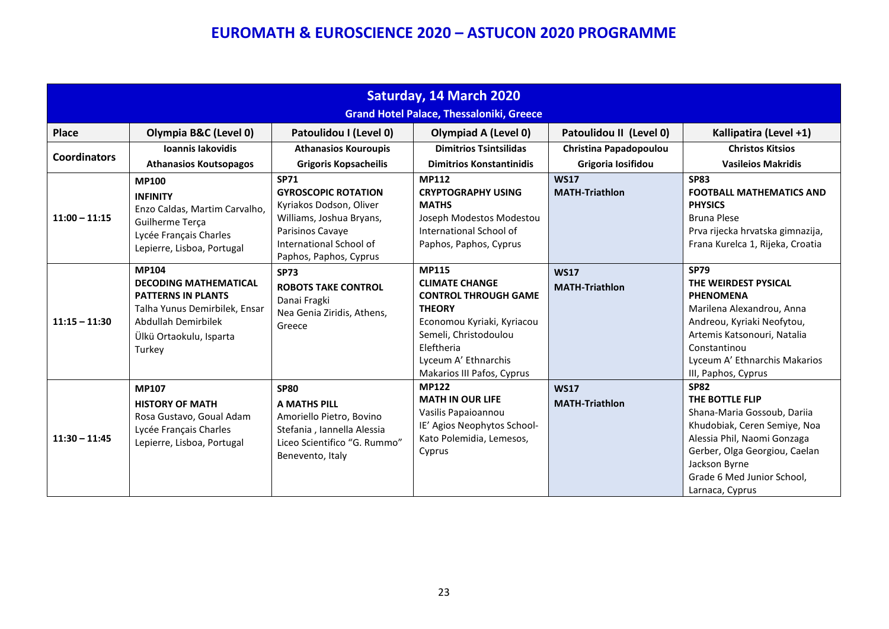# EUROMATH & EUROSCIENCE 2020 – ASTUCON 2020 PROGRAMME

| Saturday, 14 March 2020<br>Grand Hotel Palace, Thessaloniki, Greece | | | | | |
|---|---|---|---|---|---|
| **Place** | **Olympia B&C (Level 0)** | **Patoulidou I (Level 0)** | **Olympiad A (Level 0)** | **Patoulidou II (Level 0)** | **Kallipatira (Level +1)** |
| **Coordinators** | **Ioannis Iakovidis**<br>**Athanasios Koutsopagos** | **Athanasios Kouroupis**<br>**Grigoris Kopsacheilis** | **Dimitrios Tsintsilidas**<br>**Dimitrios Konstantinidis** | **Christina Papadopoulou**<br>**Grigoria Iosifidou** | **Christos Kitsios**<br>**Vasileios Makridis** |
| **11:00 – 11:15** | **MP100**<br>**INFINITY**<br>Enzo Caldas, Martim Carvalho, Guilherme Terça<br>Lycée Français Charles Lepierre, Lisboa, Portugal | **SP71**<br>**GYROSCOPIC ROTATION**<br>Kyriakos Dodson, Oliver Williams, Joshua Bryans, Parisinos Cavaye<br>International School of Paphos, Paphos, Cyprus | **MP112**<br>**CRYPTOGRAPHY USING MATHS**<br>Joseph Modestos Modestou<br>International School of Paphos, Paphos, Cyprus | **WS17**<br>**MATH-Triathlon** | **SP83**<br>**FOOTBALL MATHEMATICS AND PHYSICS**<br>Bruna Plese<br>Prva rijecka hrvatska gimnazija, Frana Kurelca 1, Rijeka, Croatia |
| **11:15 – 11:30** | **MP104**<br>**DECODING MATHEMATICAL PATTERNS IN PLANTS**<br>Talha Yunus Demirbilek, Ensar Abdullah Demirbilek<br>Ülkü Ortaokulu, Isparta Turkey | **SP73**<br>**ROBOTS TAKE CONTROL**<br>Danai Fragki<br>Nea Genia Ziridis, Athens, Greece | **MP115**<br>**CLIMATE CHANGE CONTROL THROUGH GAME THEORY**<br>Economou Kyriaki, Kyriacou Semeli, Christodoulou Eleftheria<br>Lyceum A' Ethnarchis Makarios III Pafos, Cyprus | **WS17**<br>**MATH-Triathlon** | **SP79**<br>**THE WEIRDEST PYSICAL PHENOMENA**<br>Marilena Alexandrou, Anna Andreou, Kyriaki Neofytou, Artemis Katsonouri, Natalia Constantinou<br>Lyceum A' Ethnarchis Makarios III, Paphos, Cyprus |
| **11:30 – 11:45** | **MP107**<br>**HISTORY OF MATH**<br>Rosa Gustavo, Goual Adam<br>Lycée Français Charles Lepierre, Lisboa, Portugal | **SP80**<br>**A MATHS PILL**<br>Amoriello Pietro, Bovino Stefania , Iannella Alessia<br>Liceo Scientifico "G. Rummo" Benevento, Italy | **MP122**<br>**MATH IN OUR LIFE**<br>Vasilis Papaioannou<br>IE' Agios Neophytos School-Kato Polemidia, Lemesos, Cyprus | **WS17**<br>**MATH-Triathlon** | **SP82**<br>**THE BOTTLE FLIP**<br>Shana-Maria Gossoub, Dariia Khudobiak, Ceren Semiye, Noa Alessia Phil, Naomi Gonzaga Gerber, Olga Georgiou, Caelan Jackson Byrne<br>Grade 6 Med Junior School, Larnaca, Cyprus |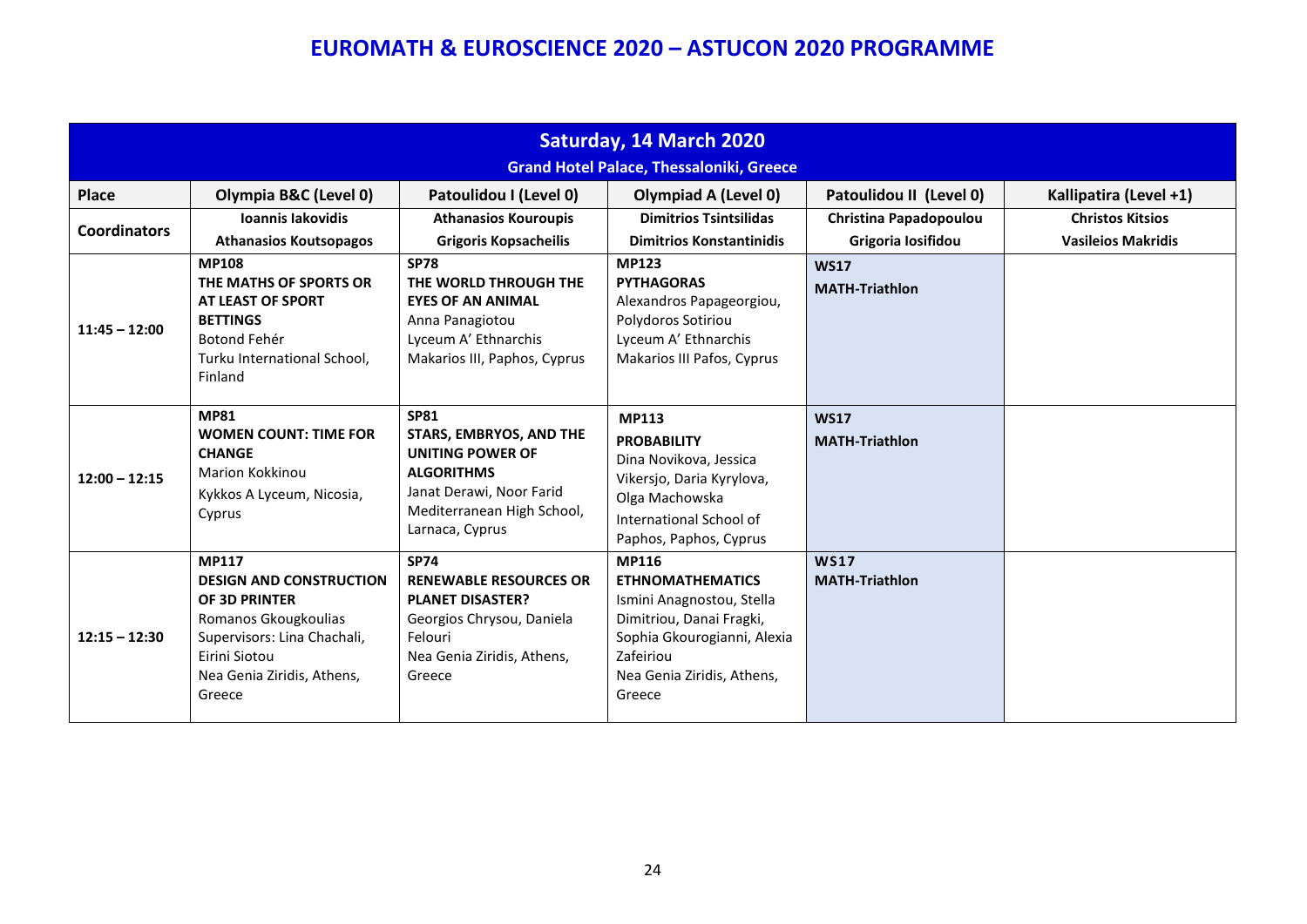# EUROMATH & EUROSCIENCE 2020 – ASTUCON 2020 PROGRAMME

| Saturday, 14 March 2020<br>Grand Hotel Palace, Thessaloniki, Greece | | | | | |
|---|---|---|---|---|---|
| **Place** | **Olympia B&C (Level 0)** | **Patoulidou I (Level 0)** | **Olympiad A (Level 0)** | **Patoulidou II (Level 0)** | **Kallipatira (Level +1)** |
| **Coordinators** | **Ioannis Iakovidis**<br>**Athanasios Koutsopagos** | **Athanasios Kouroupis**<br>**Grigoris Kopsacheilis** | **Dimitrios Tsintsilidas**<br>**Dimitrios Konstantinidis** | **Christina Papadopoulou**<br>**Grigoria Iosifidou** | **Christos Kitsios**<br>**Vasileios Makridis** |
| **11:45 – 12:00** | **MP108**<br>**THE MATHS OF SPORTS OR AT LEAST OF SPORT BETTINGS**<br>Botond Fehér<br>Turku International School, Finland | **SP78**<br>**THE WORLD THROUGH THE EYES OF AN ANIMAL**<br>Anna Panagiotou<br>Lyceum A' Ethnarchis Makarios III, Paphos, Cyprus | **MP123**<br>**PYTHAGORAS**<br>Alexandros Papageorgiou, Polydoros Sotiriou<br>Lyceum A' Ethnarchis Makarios III Pafos, Cyprus | **WS17**<br>**MATH-Triathlon** | |
| **12:00 – 12:15** | **MP81**<br>**WOMEN COUNT: TIME FOR CHANGE**<br>Marion Kokkinou<br>Kykkos A Lyceum, Nicosia, Cyprus | **SP81**<br>**STARS, EMBRYOS, AND THE UNITING POWER OF ALGORITHMS**<br>Janat Derawi, Noor Farid<br>Mediterranean High School, Larnaca, Cyprus | **MP113**<br>**PROBABILITY**<br>Dina Novikova, Jessica Vikersjo, Daria Kyrylova, Olga Machowska<br>International School of Paphos, Paphos, Cyprus | **WS17**<br>**MATH-Triathlon** | |
| **12:15 – 12:30** | **MP117**<br>**DESIGN AND CONSTRUCTION OF 3D PRINTER**<br>Romanos Gkougkoulias<br>Supervisors: Lina Chachali, Eirini Siotou<br>Nea Genia Ziridis, Athens, Greece | **SP74**<br>**RENEWABLE RESOURCES OR PLANET DISASTER?**<br>Georgios Chrysou, Daniela Felouri<br>Nea Genia Ziridis, Athens, Greece | **MP116**<br>**ETHNOMATHEMATICS**<br>Ismini Anagnostou, Stella Dimitriou, Danai Fragki, Sophia Gkourogianni, Alexia Zafeiriou<br>Nea Genia Ziridis, Athens, Greece | **WS17**<br>**MATH-Triathlon** | |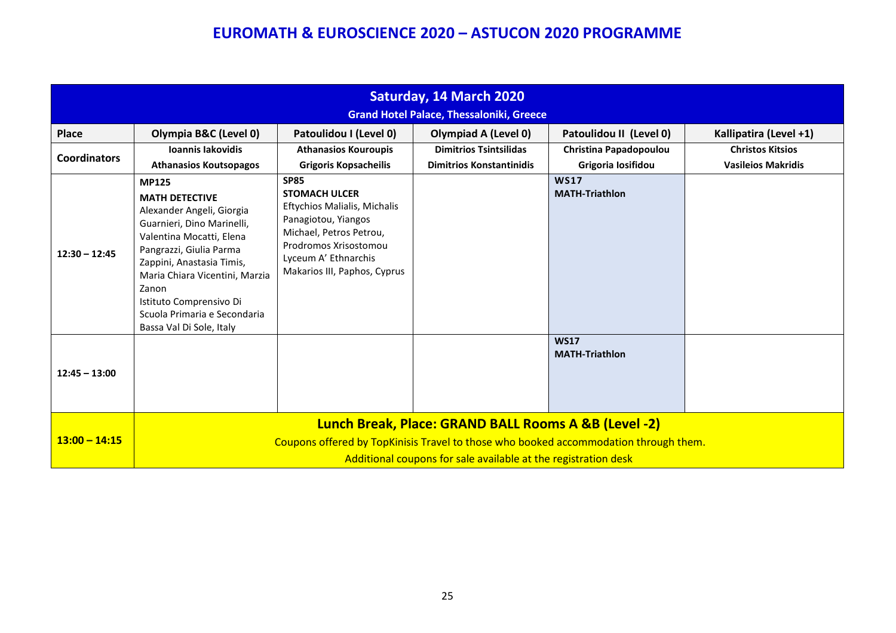# EUROMATH & EUROSCIENCE 2020 – ASTUCON 2020 PROGRAMME

| Saturday, 14 March 2020<br>Grand Hotel Palace, Thessaloniki, Greece | | | | | |
|---|---|---|---|---|---|
| **Place** | **Olympia B&C (Level 0)** | **Patoulidou I (Level 0)** | **Olympiad A (Level 0)** | **Patoulidou II (Level 0)** | **Kallipatira (Level +1)** |
| **Coordinators** | **Ioannis Iakovidis**<br>**Athanasios Koutsopagos** | **Athanasios Kouroupis**<br>**Grigoris Kopsacheilis** | **Dimitrios Tsintsilidas**<br>**Dimitrios Konstantinidis** | **Christina Papadopoulou**<br>**Grigoria Iosifidou** | **Christos Kitsios**<br>**Vasileios Makridis** |
| **12:30 – 12:45** | **MP125**<br>**MATH DETECTIVE**<br>Alexander Angeli, Giorgia Guarnieri, Dino Marinelli, Valentina Mocatti, Elena Pangrazzi, Giulia Parma Zappini, Anastasia Timis, Maria Chiara Vicentini, Marzia Zanon<br>Istituto Comprensivo Di Scuola Primaria e Secondaria Bassa Val Di Sole, Italy | **SP85**<br>**STOMACH ULCER**<br>Eftychios Malialis, Michalis Panagiotou, Yiangos Michael, Petros Petrou, Prodromos Xrisostomou<br>Lyceum A' Ethnarchis Makarios III, Paphos, Cyprus | | **WS17**<br>**MATH-Triathlon** | |
| **12:45 – 13:00** | | | | **WS17**<br>**MATH-Triathlon** | |
| **13:00 – 14:15** | **Lunch Break, Place: GRAND BALL Rooms A &B (Level -2)**<br>Coupons offered by TopKinisis Travel to those who booked accommodation through them.<br>Additional coupons for sale available at the registration desk | | | | |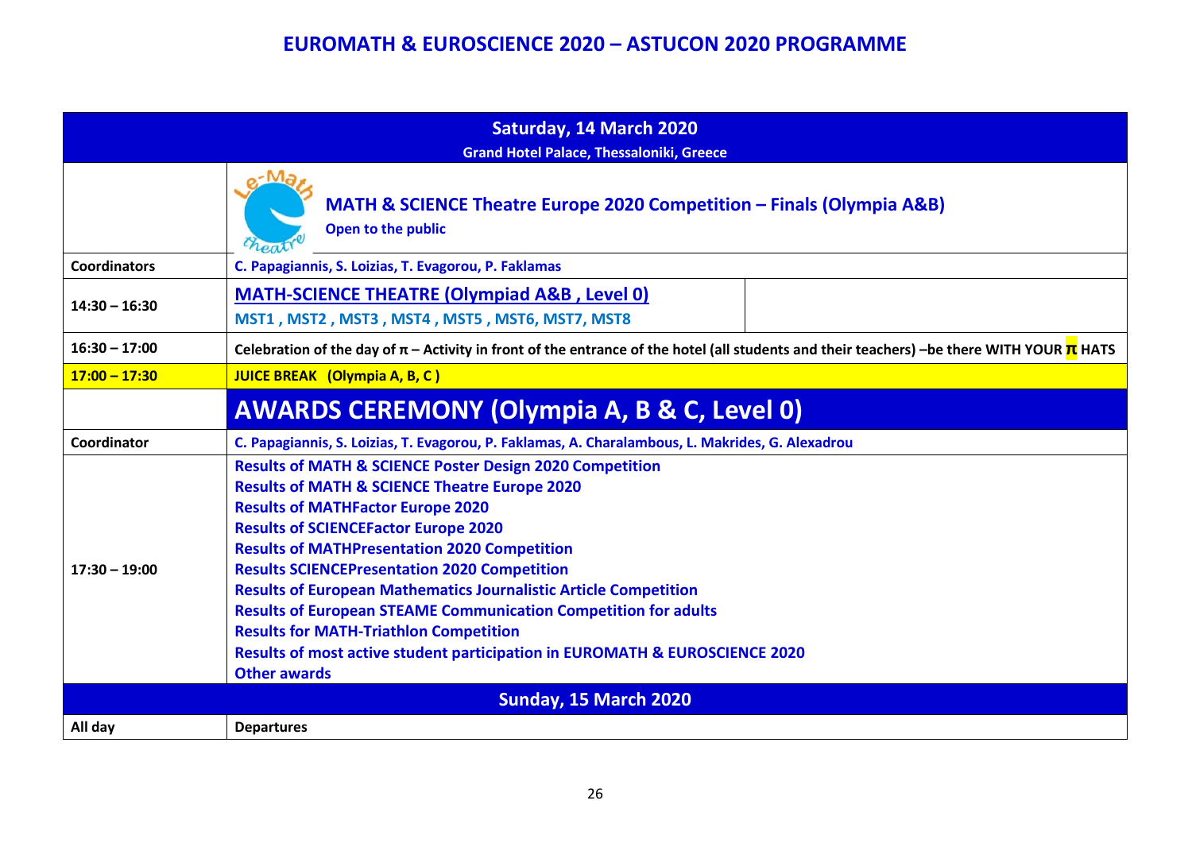# EUROMATH & EUROSCIENCE 2020 – ASTUCON 2020 PROGRAMME

| | |
|---|---|
| **Saturday, 14 March 2020** | |
| **Grand Hotel Palace, Thessaloniki, Greece** | |
| | **MATH & SCIENCE Theatre Europe 2020 Competition – Finals (Olympia A&B)** Open to the public |
| **Coordinators** | **C. Papagiannis, S. Loizias, T. Evagorou, P. Faklamas** |
| **14:30 – 16:30** | **MATH-SCIENCE THEATRE (Olympiad A&B , Level 0)** MST1 , MST2 , MST3 , MST4 , MST5 , MST6, MST7, MST8 |
| **16:30 – 17:00** | **Celebration of the day of π – Activity in front of the entrance of the hotel (all students and their teachers) –be there WITH YOUR π HATS** |
| **17:00 – 17:30** | **JUICE BREAK (Olympia A, B, C )** |
| | **AWARDS CEREMONY (Olympia A, B & C, Level 0)** |
| **Coordinator** | **C. Papagiannis, S. Loizias, T. Evagorou, P. Faklamas, A. Charalambous, L. Makrides, G. Alexadrou** |
| **17:30 – 19:00** | **Results of MATH & SCIENCE Poster Design 2020 Competition**<br>**Results of MATH & SCIENCE Theatre Europe 2020**<br>**Results of MATHFactor Europe 2020**<br>**Results of SCIENCEFactor Europe 2020**<br>**Results of MATHPresentation 2020 Competition**<br>**Results SCIENCEPresentation 2020 Competition**<br>**Results of European Mathematics Journalistic Article Competition**<br>**Results of European STEAME Communication Competition for adults**<br>**Results for MATH-Triathlon Competition**<br>**Results of most active student participation in EUROMATH & EUROSCIENCE 2020**<br>**Other awards** |
| **Sunday, 15 March 2020** | |
| **All day** | **Departures** |